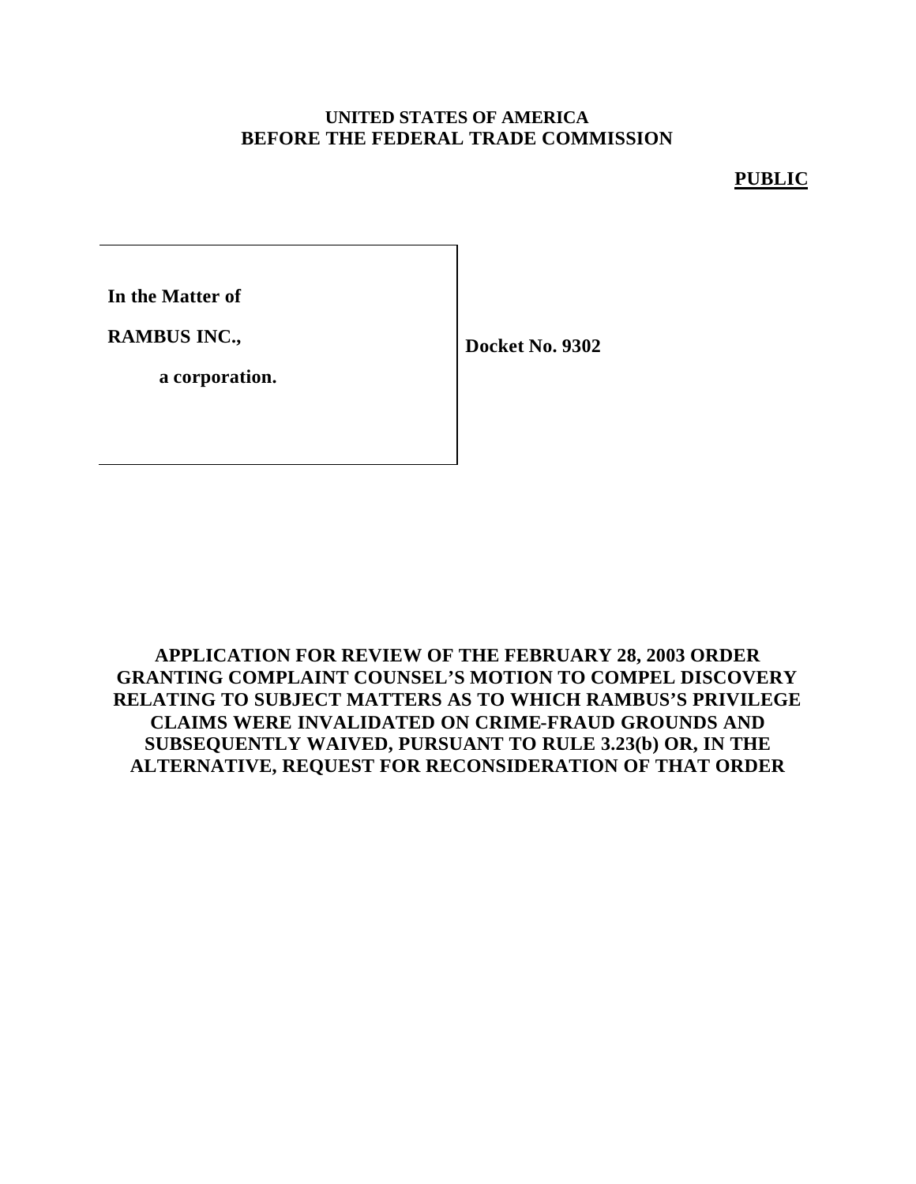**UNITED STATES OF AMERICA**
**BEFORE THE FEDERAL TRADE COMMISSION**

**PUBLIC**

**In the Matter of**

**RAMBUS INC.,**

**a corporation.**

**Docket No. 9302**

**APPLICATION FOR REVIEW OF THE FEBRUARY 28, 2003 ORDER GRANTING COMPLAINT COUNSEL'S MOTION TO COMPEL DISCOVERY RELATING TO SUBJECT MATTERS AS TO WHICH RAMBUS'S PRIVILEGE CLAIMS WERE INVALIDATED ON CRIME-FRAUD GROUNDS AND SUBSEQUENTLY WAIVED, PURSUANT TO RULE 3.23(b) OR, IN THE ALTERNATIVE, REQUEST FOR RECONSIDERATION OF THAT ORDER**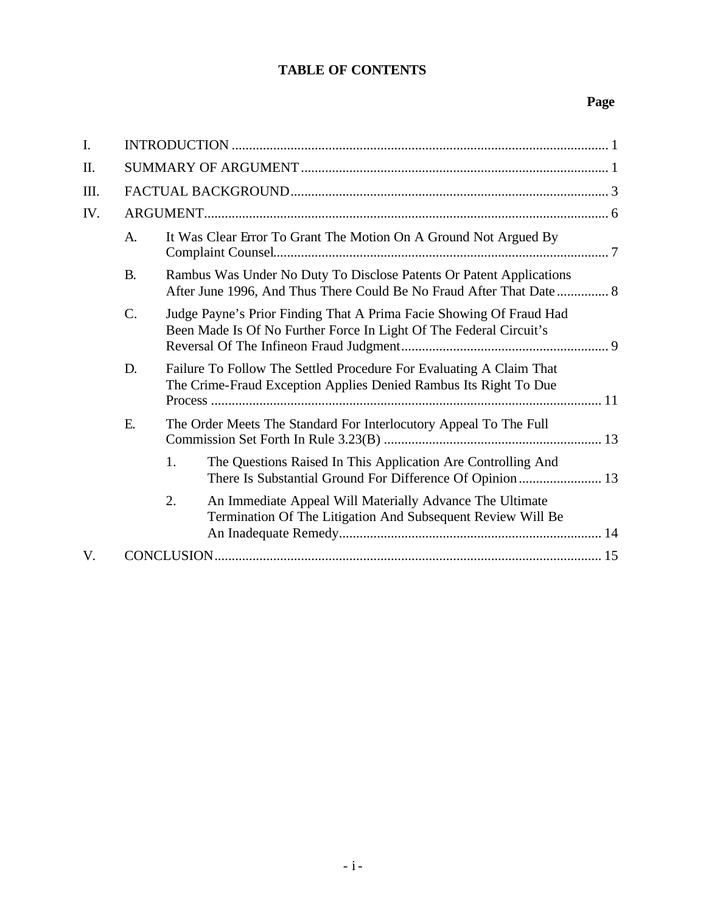# TABLE OF CONTENTS

**Page**

I. INTRODUCTION ... 1

II. SUMMARY OF ARGUMENT ... 1

III. FACTUAL BACKGROUND ... 3

IV. ARGUMENT ... 6

- A. It Was Clear Error To Grant The Motion On A Ground Not Argued By Complaint Counsel ... 7
- B. Rambus Was Under No Duty To Disclose Patents Or Patent Applications After June 1996, And Thus There Could Be No Fraud After That Date ... 8
- C. Judge Payne's Prior Finding That A Prima Facie Showing Of Fraud Had Been Made Is Of No Further Force In Light Of The Federal Circuit's Reversal Of The Infineon Fraud Judgment ... 9
- D. Failure To Follow The Settled Procedure For Evaluating A Claim That The Crime-Fraud Exception Applies Denied Rambus Its Right To Due Process ... 11
- E. The Order Meets The Standard For Interlocutory Appeal To The Full Commission Set Forth In Rule 3.23(B) ... 13
  1. The Questions Raised In This Application Are Controlling And There Is Substantial Ground For Difference Of Opinion ... 13
  2. An Immediate Appeal Will Materially Advance The Ultimate Termination Of The Litigation And Subsequent Review Will Be An Inadequate Remedy ... 14

V. CONCLUSION ... 15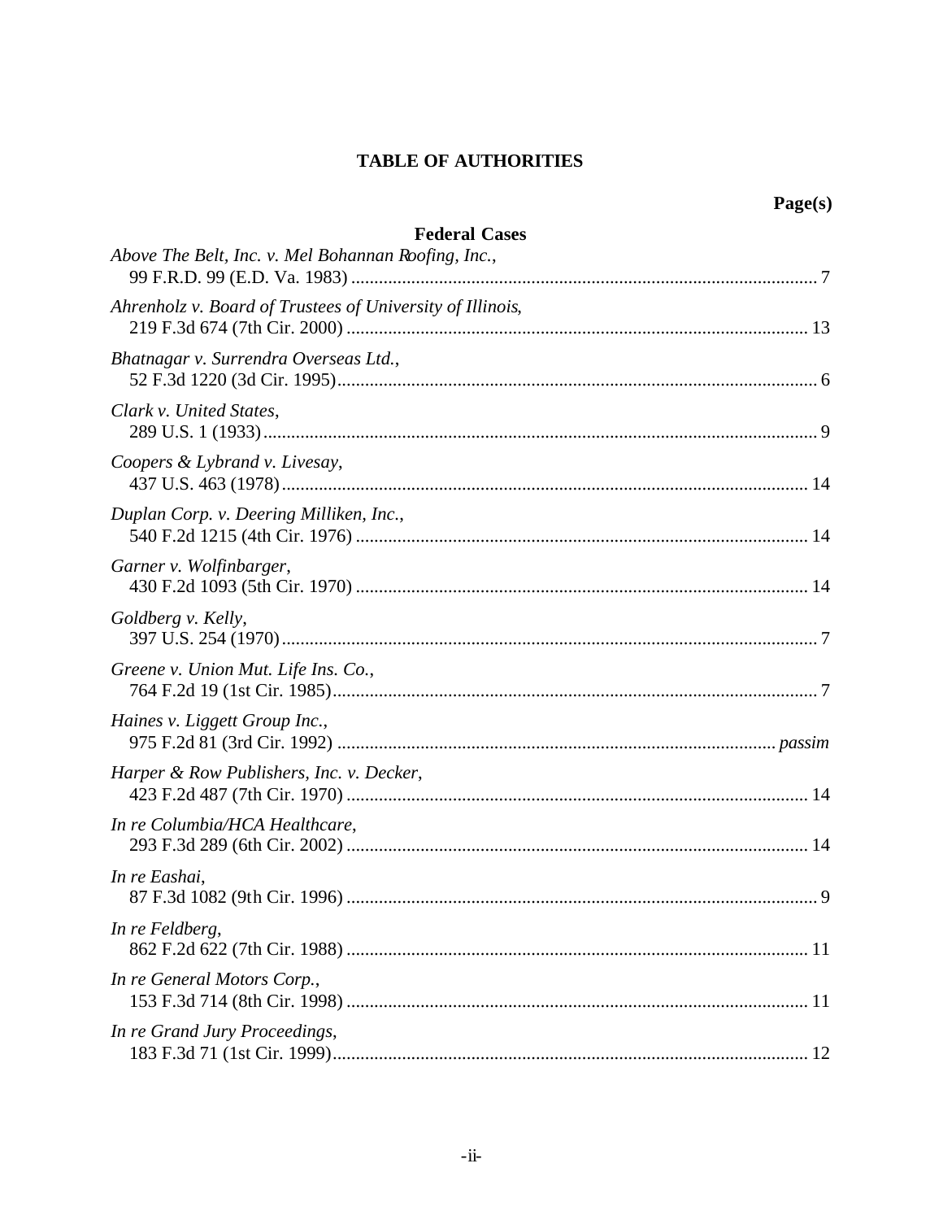# TABLE OF AUTHORITIES

**Page(s)**

## Federal Cases

*Above The Belt, Inc. v. Mel Bohannan Roofing, Inc.*,
99 F.R.D. 99 (E.D. Va. 1983) .................................................................................................. 7

*Ahrenholz v. Board of Trustees of University of Illinois*,
219 F.3d 674 (7th Cir. 2000) .................................................................................................. 13

*Bhatnagar v. Surrendra Overseas Ltd.*,
52 F.3d 1220 (3d Cir. 1995)...................................................................................................... 6

*Clark v. United States*,
289 U.S. 1 (1933)...................................................................................................................... 9

*Coopers & Lybrand v. Livesay*,
437 U.S. 463 (1978)................................................................................................................ 14

*Duplan Corp. v. Deering Milliken, Inc.*,
540 F.2d 1215 (4th Cir. 1976) ................................................................................................ 14

*Garner v. Wolfinbarger*,
430 F.2d 1093 (5th Cir. 1970) ................................................................................................ 14

*Goldberg v. Kelly*,
397 U.S. 254 (1970).................................................................................................................. 7

*Greene v. Union Mut. Life Ins. Co.*,
764 F.2d 19 (1st Cir. 1985)........................................................................................................ 7

*Haines v. Liggett Group Inc.*,
975 F.2d 81 (3rd Cir. 1992) ............................................................................................ *passim*

*Harper & Row Publishers, Inc. v. Decker*,
423 F.2d 487 (7th Cir. 1970) .................................................................................................. 14

*In re Columbia/HCA Healthcare*,
293 F.3d 289 (6th Cir. 2002) .................................................................................................. 14

*In re Eashai*,
87 F.3d 1082 (9th Cir. 1996) .................................................................................................... 9

*In re Feldberg*,
862 F.2d 622 (7th Cir. 1988) .................................................................................................. 11

*In re General Motors Corp.*,
153 F.3d 714 (8th Cir. 1998) .................................................................................................. 11

*In re Grand Jury Proceedings*,
183 F.3d 71 (1st Cir. 1999)...................................................................................................... 12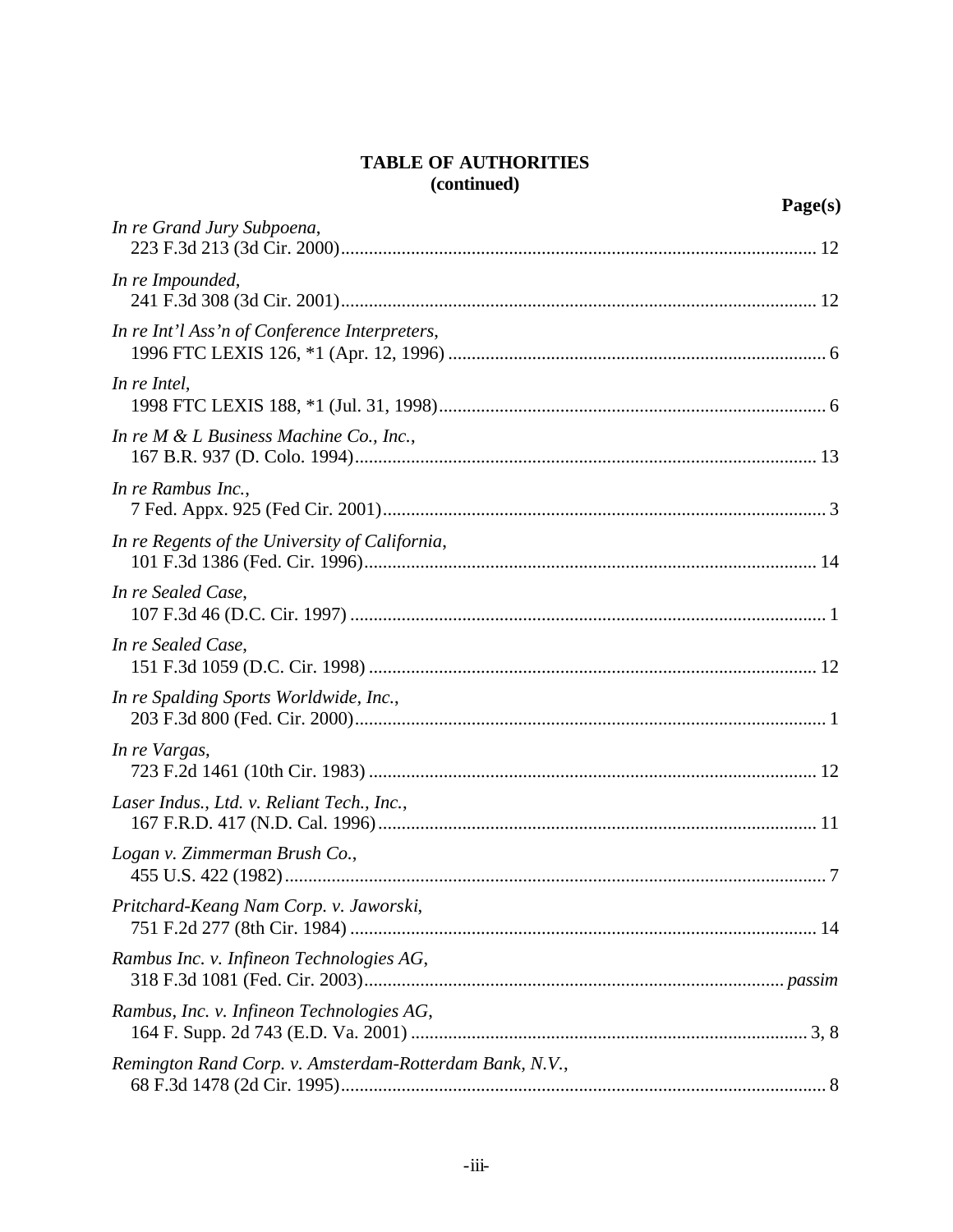**TABLE OF AUTHORITIES**
**(continued)**

**Page(s)**

*In re Grand Jury Subpoena*,
223 F.3d 213 (3d Cir. 2000) .......... 12

*In re Impounded*,
241 F.3d 308 (3d Cir. 2001) .......... 12

*In re Int'l Ass'n of Conference Interpreters*,
1996 FTC LEXIS 126, *1 (Apr. 12, 1996) .......... 6

*In re Intel*,
1998 FTC LEXIS 188, *1 (Jul. 31, 1998) .......... 6

*In re M & L Business Machine Co., Inc.*,
167 B.R. 937 (D. Colo. 1994) .......... 13

*In re Rambus Inc.*,
7 Fed. Appx. 925 (Fed Cir. 2001) .......... 3

*In re Regents of the University of California*,
101 F.3d 1386 (Fed. Cir. 1996) .......... 14

*In re Sealed Case*,
107 F.3d 46 (D.C. Cir. 1997) .......... 1

*In re Sealed Case*,
151 F.3d 1059 (D.C. Cir. 1998) .......... 12

*In re Spalding Sports Worldwide, Inc.*,
203 F.3d 800 (Fed. Cir. 2000) .......... 1

*In re Vargas*,
723 F.2d 1461 (10th Cir. 1983) .......... 12

*Laser Indus., Ltd. v. Reliant Tech., Inc.*,
167 F.R.D. 417 (N.D. Cal. 1996) .......... 11

*Logan v. Zimmerman Brush Co.*,
455 U.S. 422 (1982) .......... 7

*Pritchard-Keang Nam Corp. v. Jaworski*,
751 F.2d 277 (8th Cir. 1984) .......... 14

*Rambus Inc. v. Infineon Technologies AG*,
318 F.3d 1081 (Fed. Cir. 2003) .......... *passim*

*Rambus, Inc. v. Infineon Technologies AG*,
164 F. Supp. 2d 743 (E.D. Va. 2001) .......... 3, 8

*Remington Rand Corp. v. Amsterdam-Rotterdam Bank, N.V.*,
68 F.3d 1478 (2d Cir. 1995) .......... 8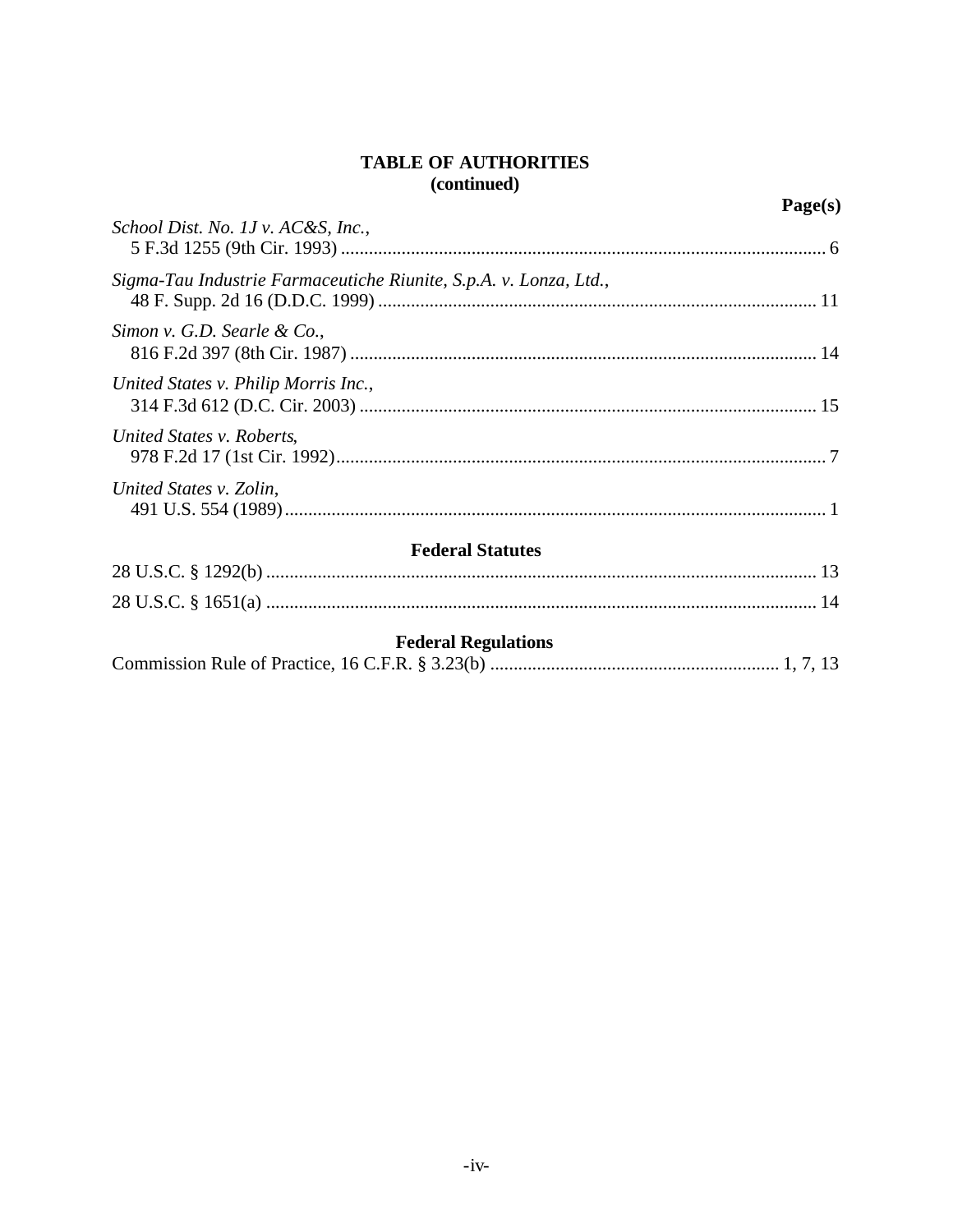**TABLE OF AUTHORITIES**
**(continued)**

**Page(s)**

*School Dist. No. 1J v. AC&S, Inc.*,
5 F.3d 1255 (9th Cir. 1993) ........................................................................................................ 6

*Sigma-Tau Industrie Farmaceutiche Riunite, S.p.A. v. Lonza, Ltd.*,
48 F. Supp. 2d 16 (D.D.C. 1999) ............................................................................................. 11

*Simon v. G.D. Searle & Co.*,
816 F.2d 397 (8th Cir. 1987) ................................................................................................... 14

*United States v. Philip Morris Inc.*,
314 F.3d 612 (D.C. Cir. 2003) ................................................................................................. 15

*United States v. Roberts*,
978 F.2d 17 (1st Cir. 1992)......................................................................................................... 7

*United States v. Zolin*,
491 U.S. 554 (1989).................................................................................................................... 1

## Federal Statutes

28 U.S.C. § 1292(b) ..................................................................................................................... 13

28 U.S.C. § 1651(a) ...................................................................................................................... 14

## Federal Regulations

Commission Rule of Practice, 16 C.F.R. § 3.23(b) ............................................................ 1, 7, 13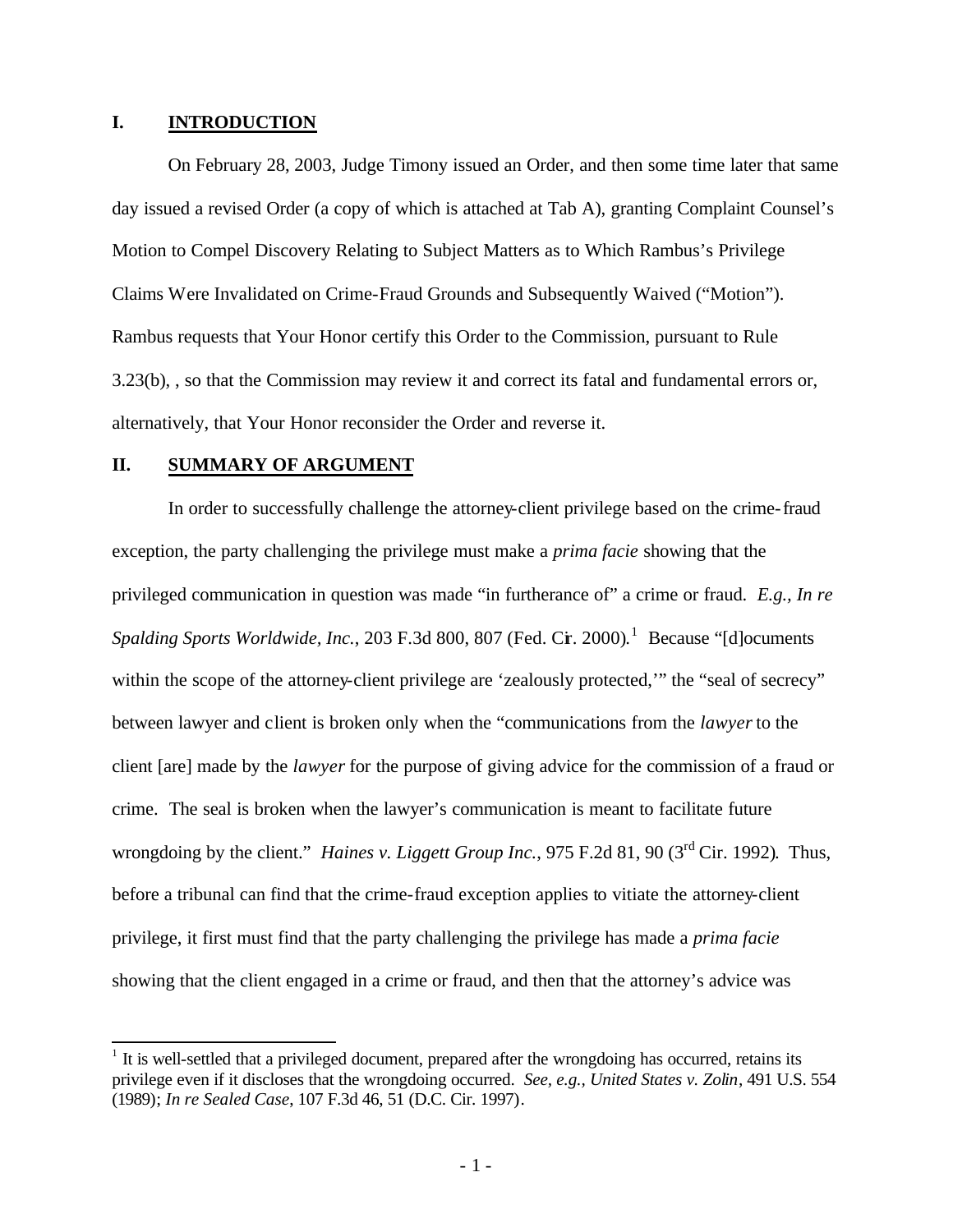## I. INTRODUCTION

On February 28, 2003, Judge Timony issued an Order, and then some time later that same day issued a revised Order (a copy of which is attached at Tab A), granting Complaint Counsel's Motion to Compel Discovery Relating to Subject Matters as to Which Rambus's Privilege Claims Were Invalidated on Crime-Fraud Grounds and Subsequently Waived ("Motion"). Rambus requests that Your Honor certify this Order to the Commission, pursuant to Rule 3.23(b), , so that the Commission may review it and correct its fatal and fundamental errors or, alternatively, that Your Honor reconsider the Order and reverse it.

## II. SUMMARY OF ARGUMENT

In order to successfully challenge the attorney-client privilege based on the crime-fraud exception, the party challenging the privilege must make a *prima facie* showing that the privileged communication in question was made "in furtherance of" a crime or fraud. *E.g., In re Spalding Sports Worldwide, Inc.*, 203 F.3d 800, 807 (Fed. Cir. 2000).[1] Because "[d]ocuments within the scope of the attorney-client privilege are 'zealously protected,'" the "seal of secrecy" between lawyer and client is broken only when the "communications from the *lawyer* to the client [are] made by the *lawyer* for the purpose of giving advice for the commission of a fraud or crime. The seal is broken when the lawyer's communication is meant to facilitate future wrongdoing by the client." *Haines v. Liggett Group Inc.*, 975 F.2d 81, 90 (3rd Cir. 1992). Thus, before a tribunal can find that the crime-fraud exception applies to vitiate the attorney-client privilege, it first must find that the party challenging the privilege has made a *prima facie* showing that the client engaged in a crime or fraud, and then that the attorney's advice was

[1] It is well-settled that a privileged document, prepared after the wrongdoing has occurred, retains its privilege even if it discloses that the wrongdoing occurred. *See, e.g., United States v. Zolin*, 491 U.S. 554 (1989); *In re Sealed Case*, 107 F.3d 46, 51 (D.C. Cir. 1997).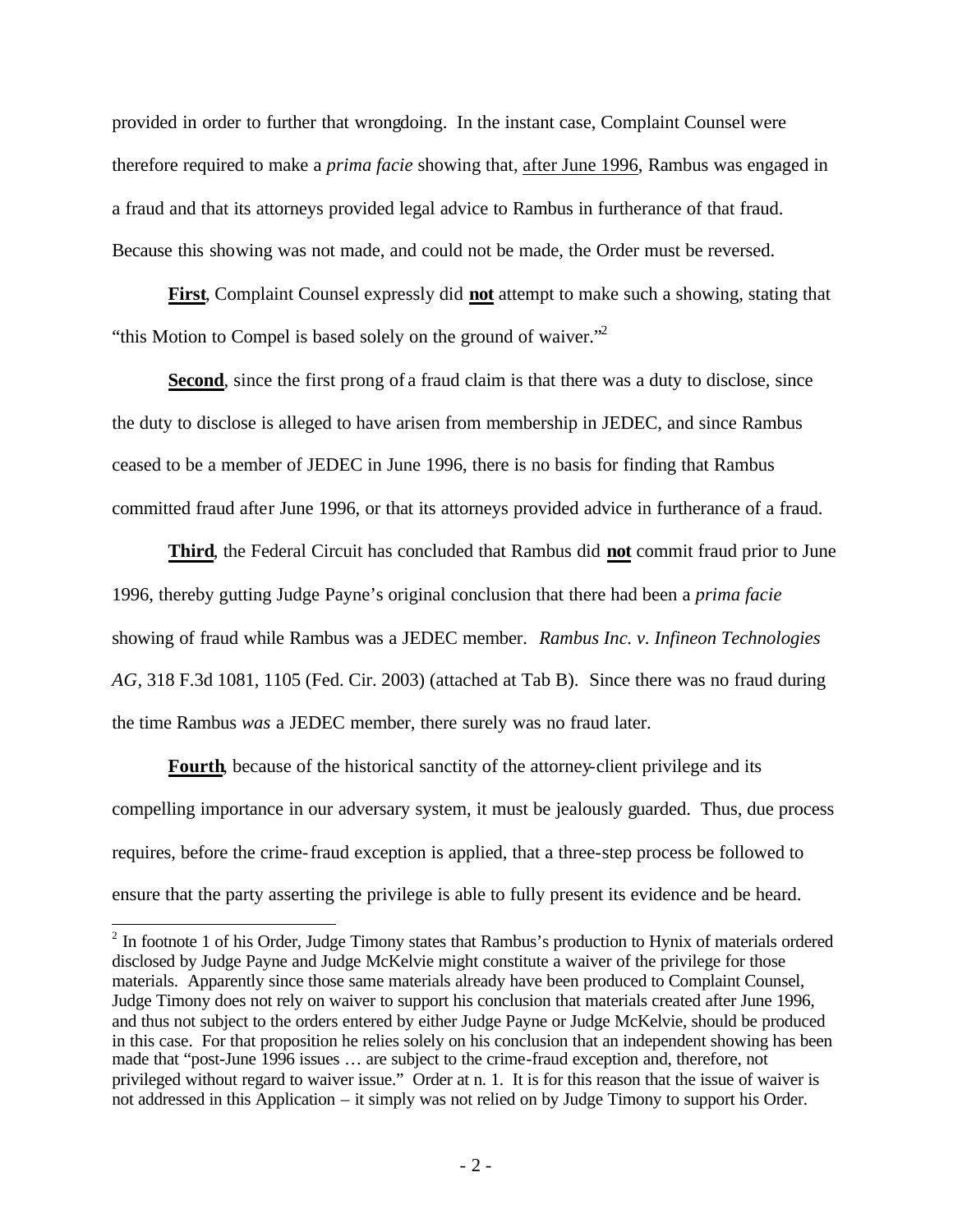provided in order to further that wrongdoing. In the instant case, Complaint Counsel were therefore required to make a *prima facie* showing that, <u>after June 1996</u>, Rambus was engaged in a fraud and that its attorneys provided legal advice to Rambus in furtherance of that fraud. Because this showing was not made, and could not be made, the Order must be reversed.

**<u>First</u>**, Complaint Counsel expressly did **<u>not</u>** attempt to make such a showing, stating that "this Motion to Compel is based solely on the ground of waiver."[2]

**<u>Second</u>**, since the first prong of a fraud claim is that there was a duty to disclose, since the duty to disclose is alleged to have arisen from membership in JEDEC, and since Rambus ceased to be a member of JEDEC in June 1996, there is no basis for finding that Rambus committed fraud after June 1996, or that its attorneys provided advice in furtherance of a fraud.

**<u>Third</u>**, the Federal Circuit has concluded that Rambus did **<u>not</u>** commit fraud prior to June 1996, thereby gutting Judge Payne's original conclusion that there had been a *prima facie* showing of fraud while Rambus was a JEDEC member. *Rambus Inc. v. Infineon Technologies AG*, 318 F.3d 1081, 1105 (Fed. Cir. 2003) (attached at Tab B). Since there was no fraud during the time Rambus *was* a JEDEC member, there surely was no fraud later.

**<u>Fourth</u>**, because of the historical sanctity of the attorney-client privilege and its compelling importance in our adversary system, it must be jealously guarded. Thus, due process requires, before the crime-fraud exception is applied, that a three-step process be followed to ensure that the party asserting the privilege is able to fully present its evidence and be heard.

---

[2] In footnote 1 of his Order, Judge Timony states that Rambus's production to Hynix of materials ordered disclosed by Judge Payne and Judge McKelvie might constitute a waiver of the privilege for those materials. Apparently since those same materials already have been produced to Complaint Counsel, Judge Timony does not rely on waiver to support his conclusion that materials created after June 1996, and thus not subject to the orders entered by either Judge Payne or Judge McKelvie, should be produced in this case. For that proposition he relies solely on his conclusion that an independent showing has been made that "post-June 1996 issues … are subject to the crime-fraud exception and, therefore, not privileged without regard to waiver issue." Order at n. 1. It is for this reason that the issue of waiver is not addressed in this Application – it simply was not relied on by Judge Timony to support his Order.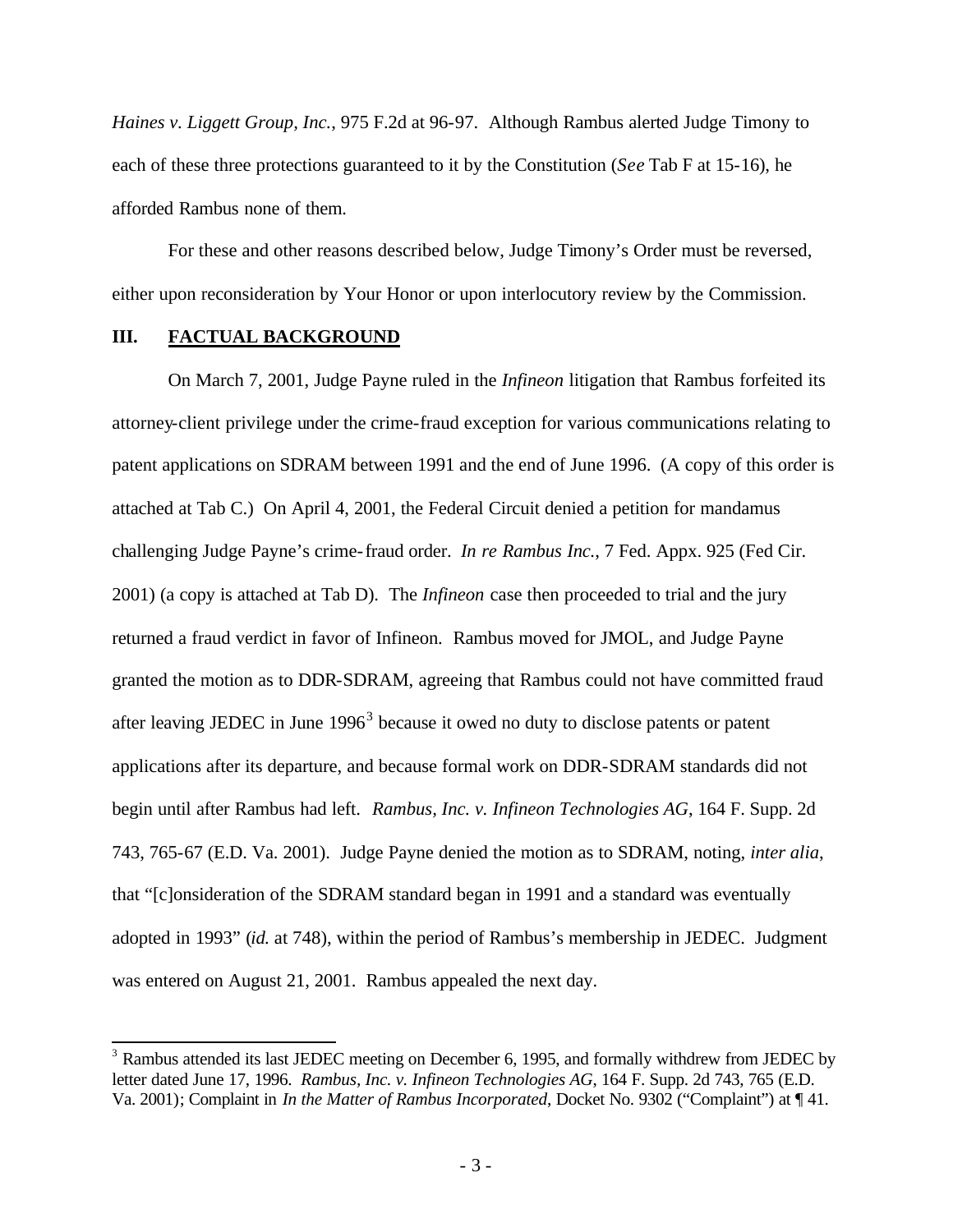*Haines v. Liggett Group, Inc.*, 975 F.2d at 96-97. Although Rambus alerted Judge Timony to each of these three protections guaranteed to it by the Constitution (*See* Tab F at 15-16), he afforded Rambus none of them.

For these and other reasons described below, Judge Timony's Order must be reversed, either upon reconsideration by Your Honor or upon interlocutory review by the Commission.

## III. FACTUAL BACKGROUND

On March 7, 2001, Judge Payne ruled in the *Infineon* litigation that Rambus forfeited its attorney-client privilege under the crime-fraud exception for various communications relating to patent applications on SDRAM between 1991 and the end of June 1996. (A copy of this order is attached at Tab C.) On April 4, 2001, the Federal Circuit denied a petition for mandamus challenging Judge Payne's crime-fraud order. *In re Rambus Inc.*, 7 Fed. Appx. 925 (Fed Cir. 2001) (a copy is attached at Tab D). The *Infineon* case then proceeded to trial and the jury returned a fraud verdict in favor of Infineon. Rambus moved for JMOL, and Judge Payne granted the motion as to DDR-SDRAM, agreeing that Rambus could not have committed fraud after leaving JEDEC in June 1996[3] because it owed no duty to disclose patents or patent applications after its departure, and because formal work on DDR-SDRAM standards did not begin until after Rambus had left. *Rambus, Inc. v. Infineon Technologies AG*, 164 F. Supp. 2d 743, 765-67 (E.D. Va. 2001). Judge Payne denied the motion as to SDRAM, noting, *inter alia*, that "[c]onsideration of the SDRAM standard began in 1991 and a standard was eventually adopted in 1993" (*id.* at 748), within the period of Rambus's membership in JEDEC. Judgment was entered on August 21, 2001. Rambus appealed the next day.

---

[3] Rambus attended its last JEDEC meeting on December 6, 1995, and formally withdrew from JEDEC by letter dated June 17, 1996. *Rambus, Inc. v. Infineon Technologies AG*, 164 F. Supp. 2d 743, 765 (E.D. Va. 2001); Complaint in *In the Matter of Rambus Incorporated*, Docket No. 9302 ("Complaint") at ¶ 41.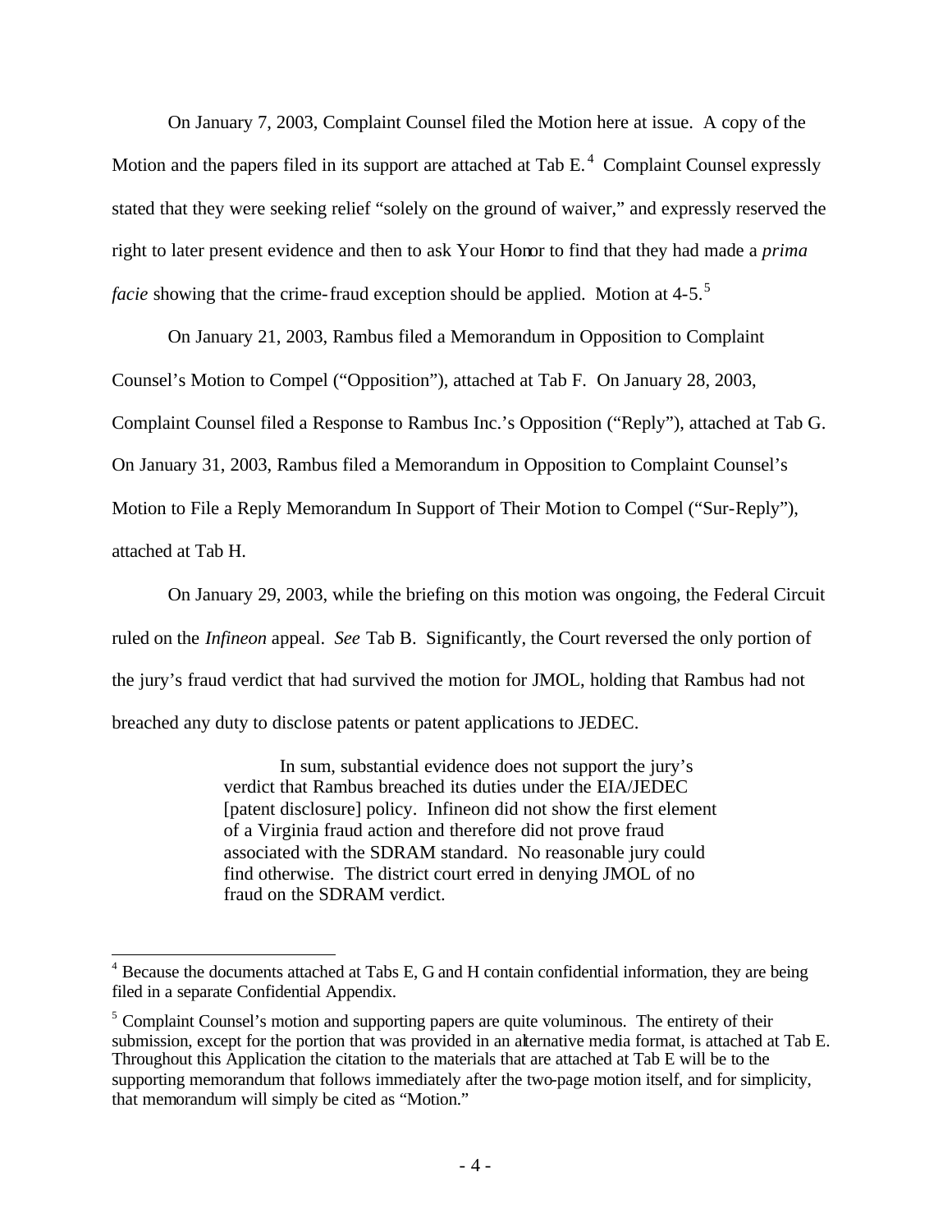On January 7, 2003, Complaint Counsel filed the Motion here at issue. A copy of the Motion and the papers filed in its support are attached at Tab E.[4] Complaint Counsel expressly stated that they were seeking relief "solely on the ground of waiver," and expressly reserved the right to later present evidence and then to ask Your Honor to find that they had made a *prima facie* showing that the crime-fraud exception should be applied. Motion at 4-5.[5]

On January 21, 2003, Rambus filed a Memorandum in Opposition to Complaint Counsel's Motion to Compel ("Opposition"), attached at Tab F. On January 28, 2003, Complaint Counsel filed a Response to Rambus Inc.'s Opposition ("Reply"), attached at Tab G. On January 31, 2003, Rambus filed a Memorandum in Opposition to Complaint Counsel's Motion to File a Reply Memorandum In Support of Their Motion to Compel ("Sur-Reply"), attached at Tab H.

On January 29, 2003, while the briefing on this motion was ongoing, the Federal Circuit ruled on the *Infineon* appeal. *See* Tab B. Significantly, the Court reversed the only portion of the jury's fraud verdict that had survived the motion for JMOL, holding that Rambus had not breached any duty to disclose patents or patent applications to JEDEC.

> In sum, substantial evidence does not support the jury's verdict that Rambus breached its duties under the EIA/JEDEC [patent disclosure] policy. Infineon did not show the first element of a Virginia fraud action and therefore did not prove fraud associated with the SDRAM standard. No reasonable jury could find otherwise. The district court erred in denying JMOL of no fraud on the SDRAM verdict.

---

[4] Because the documents attached at Tabs E, G and H contain confidential information, they are being filed in a separate Confidential Appendix.

[5] Complaint Counsel's motion and supporting papers are quite voluminous. The entirety of their submission, except for the portion that was provided in an alternative media format, is attached at Tab E. Throughout this Application the citation to the materials that are attached at Tab E will be to the supporting memorandum that follows immediately after the two-page motion itself, and for simplicity, that memorandum will simply be cited as "Motion."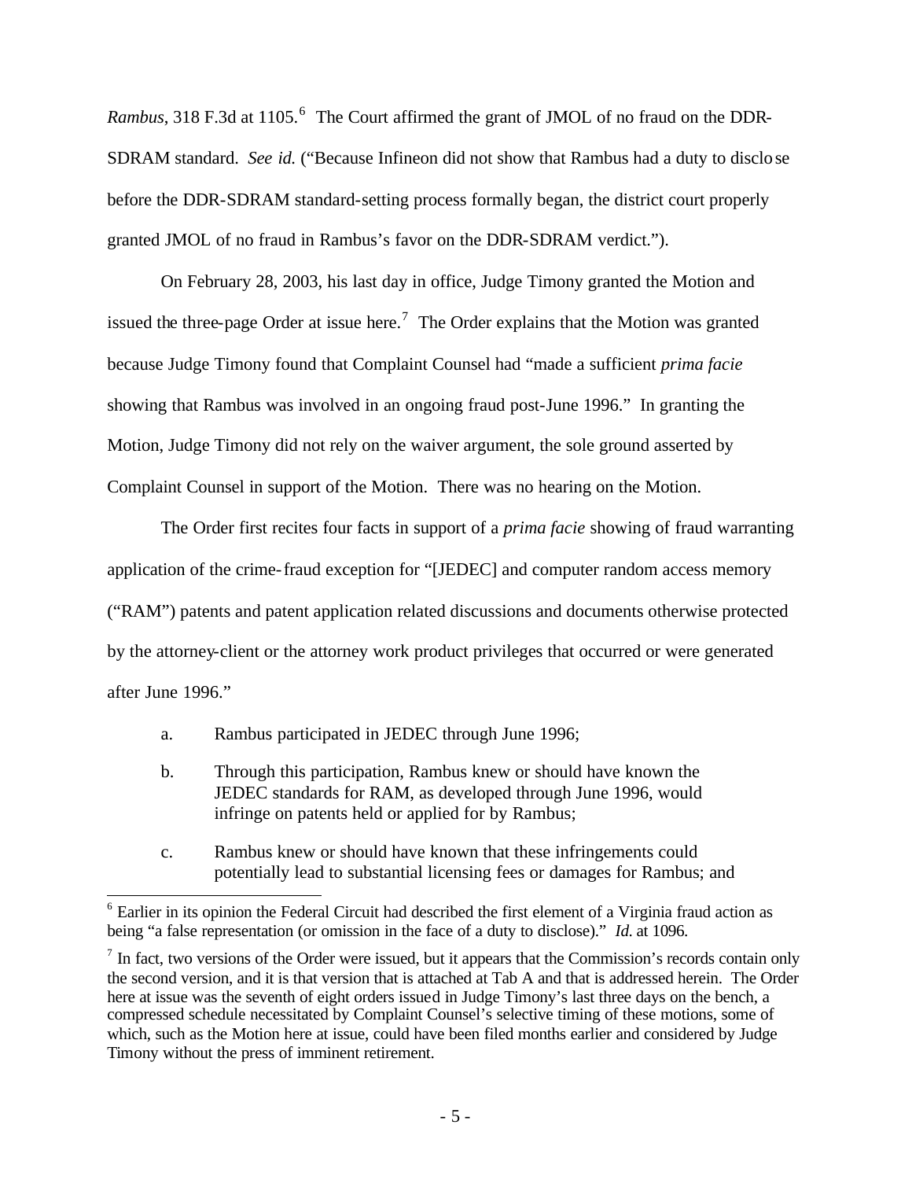*Rambus*, 318 F.3d at 1105.[6] The Court affirmed the grant of JMOL of no fraud on the DDR-SDRAM standard. *See id.* ("Because Infineon did not show that Rambus had a duty to disclose before the DDR-SDRAM standard-setting process formally began, the district court properly granted JMOL of no fraud in Rambus's favor on the DDR-SDRAM verdict.").

On February 28, 2003, his last day in office, Judge Timony granted the Motion and issued the three-page Order at issue here.[7] The Order explains that the Motion was granted because Judge Timony found that Complaint Counsel had "made a sufficient *prima facie* showing that Rambus was involved in an ongoing fraud post-June 1996." In granting the Motion, Judge Timony did not rely on the waiver argument, the sole ground asserted by Complaint Counsel in support of the Motion. There was no hearing on the Motion.

The Order first recites four facts in support of a *prima facie* showing of fraud warranting application of the crime-fraud exception for "[JEDEC] and computer random access memory ("RAM") patents and patent application related discussions and documents otherwise protected by the attorney-client or the attorney work product privileges that occurred or were generated after June 1996."

a. Rambus participated in JEDEC through June 1996;

b. Through this participation, Rambus knew or should have known the JEDEC standards for RAM, as developed through June 1996, would infringe on patents held or applied for by Rambus;

c. Rambus knew or should have known that these infringements could potentially lead to substantial licensing fees or damages for Rambus; and

---

[6] Earlier in its opinion the Federal Circuit had described the first element of a Virginia fraud action as being "a false representation (or omission in the face of a duty to disclose)." *Id.* at 1096.

[7] In fact, two versions of the Order were issued, but it appears that the Commission's records contain only the second version, and it is that version that is attached at Tab A and that is addressed herein. The Order here at issue was the seventh of eight orders issued in Judge Timony's last three days on the bench, a compressed schedule necessitated by Complaint Counsel's selective timing of these motions, some of which, such as the Motion here at issue, could have been filed months earlier and considered by Judge Timony without the press of imminent retirement.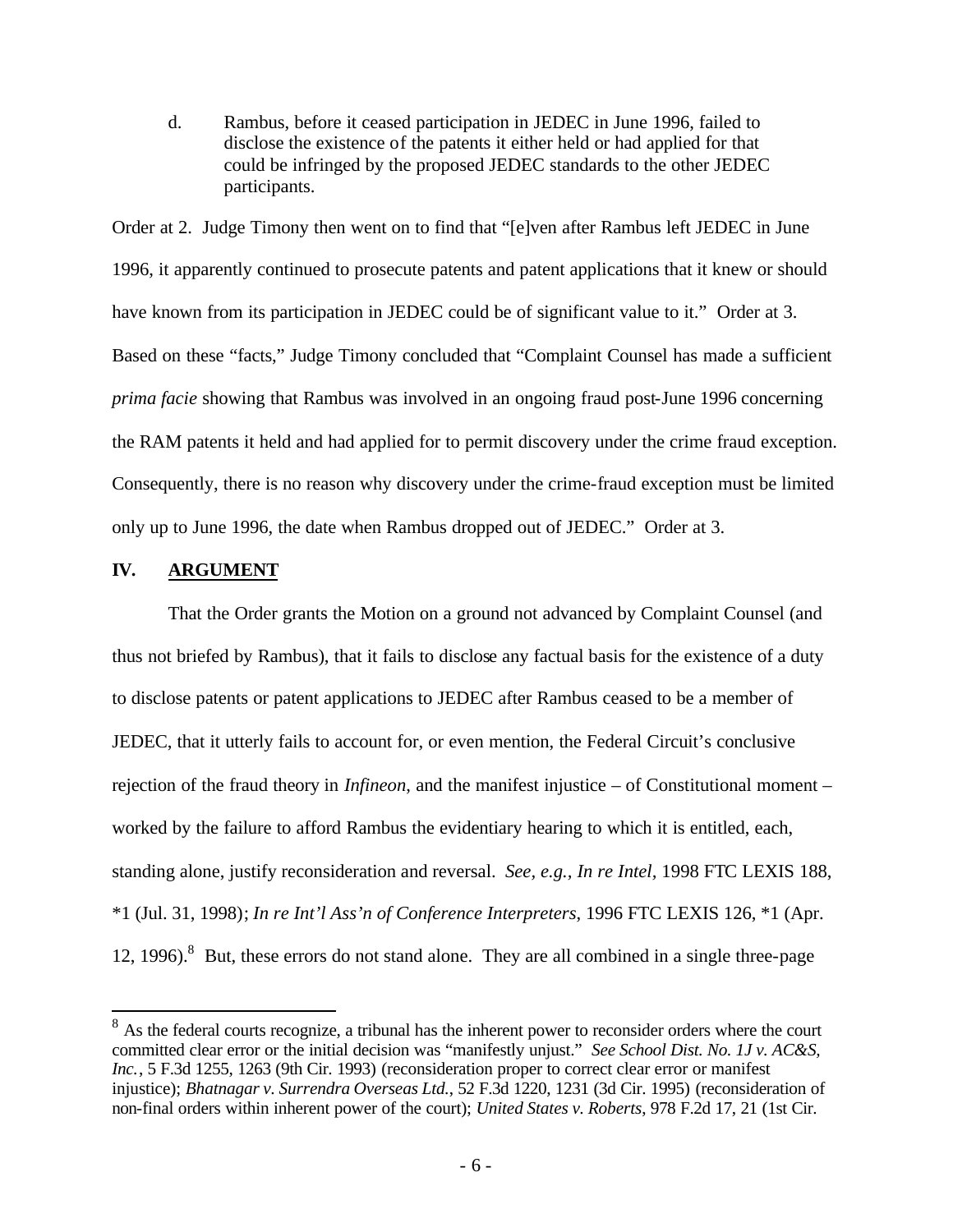d. Rambus, before it ceased participation in JEDEC in June 1996, failed to disclose the existence of the patents it either held or had applied for that could be infringed by the proposed JEDEC standards to the other JEDEC participants.

Order at 2. Judge Timony then went on to find that "[e]ven after Rambus left JEDEC in June 1996, it apparently continued to prosecute patents and patent applications that it knew or should have known from its participation in JEDEC could be of significant value to it." Order at 3. Based on these "facts," Judge Timony concluded that "Complaint Counsel has made a sufficient *prima facie* showing that Rambus was involved in an ongoing fraud post-June 1996 concerning the RAM patents it held and had applied for to permit discovery under the crime fraud exception. Consequently, there is no reason why discovery under the crime-fraud exception must be limited only up to June 1996, the date when Rambus dropped out of JEDEC." Order at 3.

## IV. ARGUMENT

That the Order grants the Motion on a ground not advanced by Complaint Counsel (and thus not briefed by Rambus), that it fails to disclose any factual basis for the existence of a duty to disclose patents or patent applications to JEDEC after Rambus ceased to be a member of JEDEC, that it utterly fails to account for, or even mention, the Federal Circuit's conclusive rejection of the fraud theory in *Infineon*, and the manifest injustice – of Constitutional moment – worked by the failure to afford Rambus the evidentiary hearing to which it is entitled, each, standing alone, justify reconsideration and reversal. *See, e.g.*, *In re Intel*, 1998 FTC LEXIS 188, *1 (Jul. 31, 1998); *In re Int'l Ass'n of Conference Interpreters*, 1996 FTC LEXIS 126, *1 (Apr. 12, 1996).[8] But, these errors do not stand alone. They are all combined in a single three-page

---

[8] As the federal courts recognize, a tribunal has the inherent power to reconsider orders where the court committed clear error or the initial decision was "manifestly unjust." *See School Dist. No. 1J v. AC&S, Inc.*, 5 F.3d 1255, 1263 (9th Cir. 1993) (reconsideration proper to correct clear error or manifest injustice); *Bhatnagar v. Surrendra Overseas Ltd.*, 52 F.3d 1220, 1231 (3d Cir. 1995) (reconsideration of non-final orders within inherent power of the court); *United States v. Roberts*, 978 F.2d 17, 21 (1st Cir.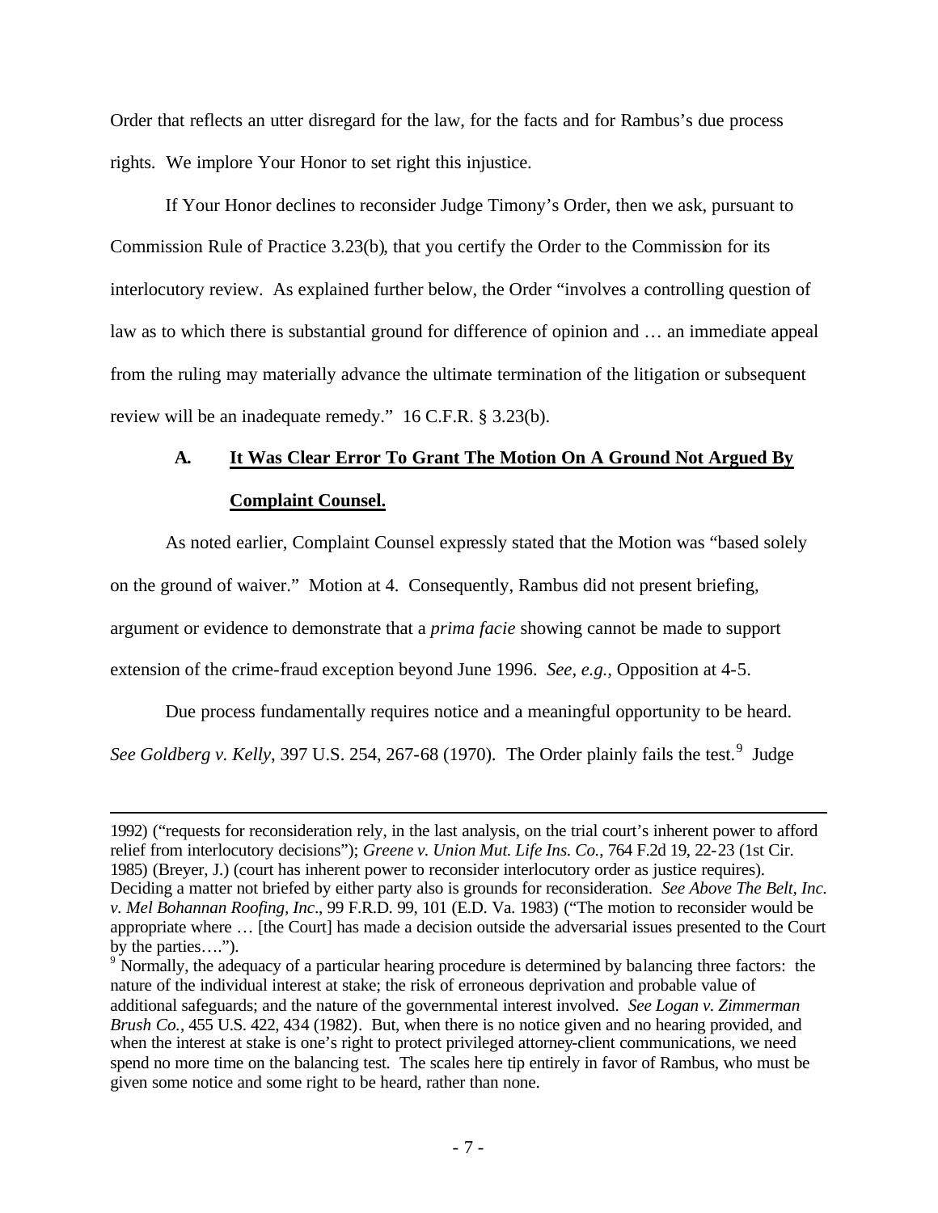Order that reflects an utter disregard for the law, for the facts and for Rambus's due process rights. We implore Your Honor to set right this injustice.

If Your Honor declines to reconsider Judge Timony's Order, then we ask, pursuant to Commission Rule of Practice 3.23(b), that you certify the Order to the Commission for its interlocutory review. As explained further below, the Order "involves a controlling question of law as to which there is substantial ground for difference of opinion and … an immediate appeal from the ruling may materially advance the ultimate termination of the litigation or subsequent review will be an inadequate remedy." 16 C.F.R. § 3.23(b).

### A. It Was Clear Error To Grant The Motion On A Ground Not Argued By Complaint Counsel.

As noted earlier, Complaint Counsel expressly stated that the Motion was "based solely on the ground of waiver." Motion at 4. Consequently, Rambus did not present briefing, argument or evidence to demonstrate that a *prima facie* showing cannot be made to support extension of the crime-fraud exception beyond June 1996. *See, e.g.,* Opposition at 4-5.

Due process fundamentally requires notice and a meaningful opportunity to be heard. *See Goldberg v. Kelly*, 397 U.S. 254, 267-68 (1970). The Order plainly fails the test.[9] Judge

---

1992) ("requests for reconsideration rely, in the last analysis, on the trial court's inherent power to afford relief from interlocutory decisions"); *Greene v. Union Mut. Life Ins. Co.*, 764 F.2d 19, 22-23 (1st Cir. 1985) (Breyer, J.) (court has inherent power to reconsider interlocutory order as justice requires). Deciding a matter not briefed by either party also is grounds for reconsideration. *See Above The Belt, Inc. v. Mel Bohannan Roofing, Inc*., 99 F.R.D. 99, 101 (E.D. Va. 1983) ("The motion to reconsider would be appropriate where … [the Court] has made a decision outside the adversarial issues presented to the Court by the parties….").

[9] Normally, the adequacy of a particular hearing procedure is determined by balancing three factors: the nature of the individual interest at stake; the risk of erroneous deprivation and probable value of additional safeguards; and the nature of the governmental interest involved. *See Logan v. Zimmerman Brush Co.*, 455 U.S. 422, 434 (1982). But, when there is no notice given and no hearing provided, and when the interest at stake is one's right to protect privileged attorney-client communications, we need spend no more time on the balancing test. The scales here tip entirely in favor of Rambus, who must be given some notice and some right to be heard, rather than none.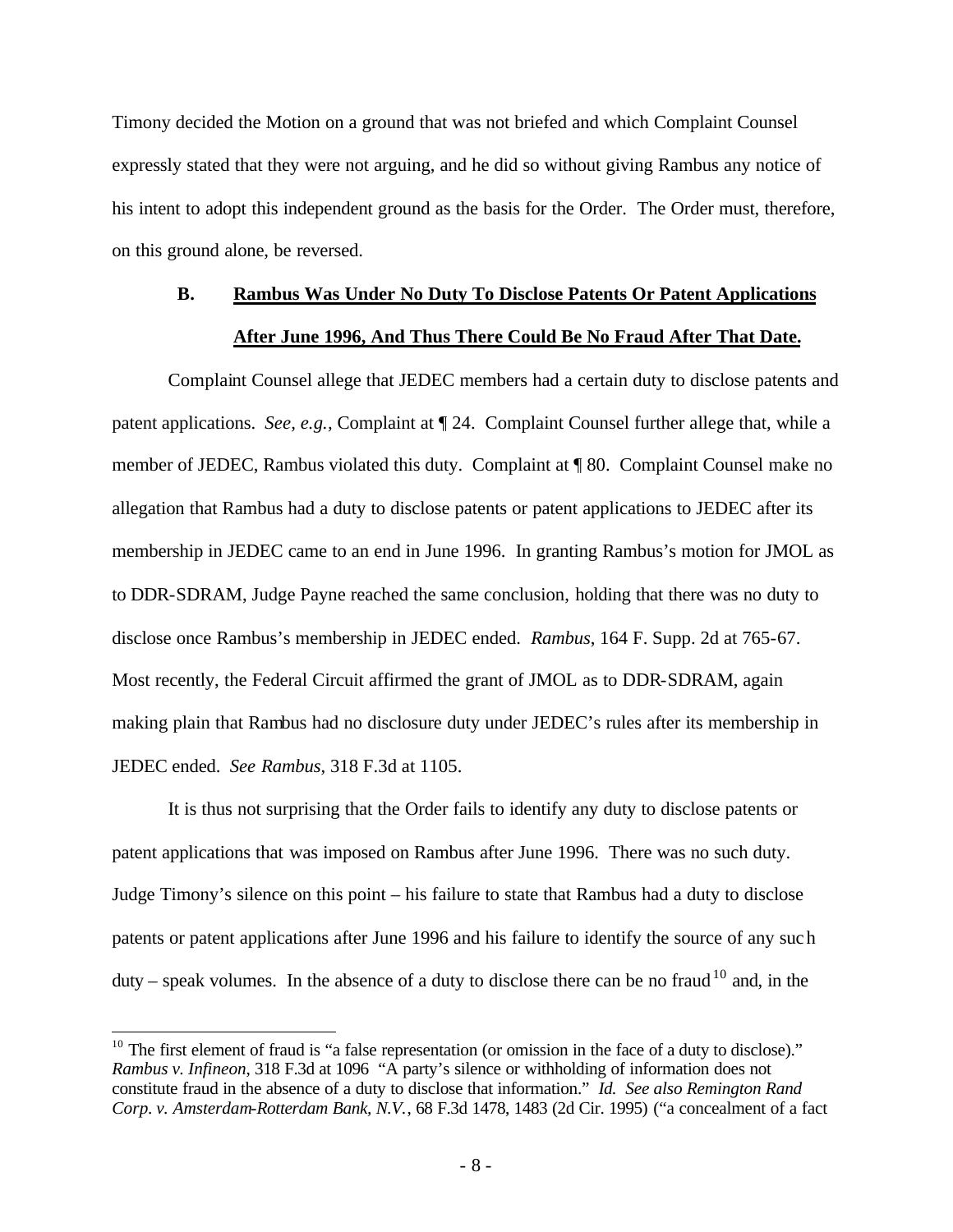Timony decided the Motion on a ground that was not briefed and which Complaint Counsel expressly stated that they were not arguing, and he did so without giving Rambus any notice of his intent to adopt this independent ground as the basis for the Order. The Order must, therefore, on this ground alone, be reversed.

### B. Rambus Was Under No Duty To Disclose Patents Or Patent Applications After June 1996, And Thus There Could Be No Fraud After That Date.

Complaint Counsel allege that JEDEC members had a certain duty to disclose patents and patent applications. *See, e.g.,* Complaint at ¶ 24. Complaint Counsel further allege that, while a member of JEDEC, Rambus violated this duty. Complaint at ¶ 80. Complaint Counsel make no allegation that Rambus had a duty to disclose patents or patent applications to JEDEC after its membership in JEDEC came to an end in June 1996. In granting Rambus's motion for JMOL as to DDR-SDRAM, Judge Payne reached the same conclusion, holding that there was no duty to disclose once Rambus's membership in JEDEC ended. *Rambus*, 164 F. Supp. 2d at 765-67. Most recently, the Federal Circuit affirmed the grant of JMOL as to DDR-SDRAM, again making plain that Rambus had no disclosure duty under JEDEC's rules after its membership in JEDEC ended. *See Rambus*, 318 F.3d at 1105.

It is thus not surprising that the Order fails to identify any duty to disclose patents or patent applications that was imposed on Rambus after June 1996. There was no such duty. Judge Timony's silence on this point – his failure to state that Rambus had a duty to disclose patents or patent applications after June 1996 and his failure to identify the source of any such duty – speak volumes. In the absence of a duty to disclose there can be no fraud[10] and, in the

---

[10] The first element of fraud is "a false representation (or omission in the face of a duty to disclose)." *Rambus v. Infineon*, 318 F.3d at 1096 "A party's silence or withholding of information does not constitute fraud in the absence of a duty to disclose that information." *Id. See also Remington Rand Corp. v. Amsterdam-Rotterdam Bank, N.V.*, 68 F.3d 1478, 1483 (2d Cir. 1995) ("a concealment of a fact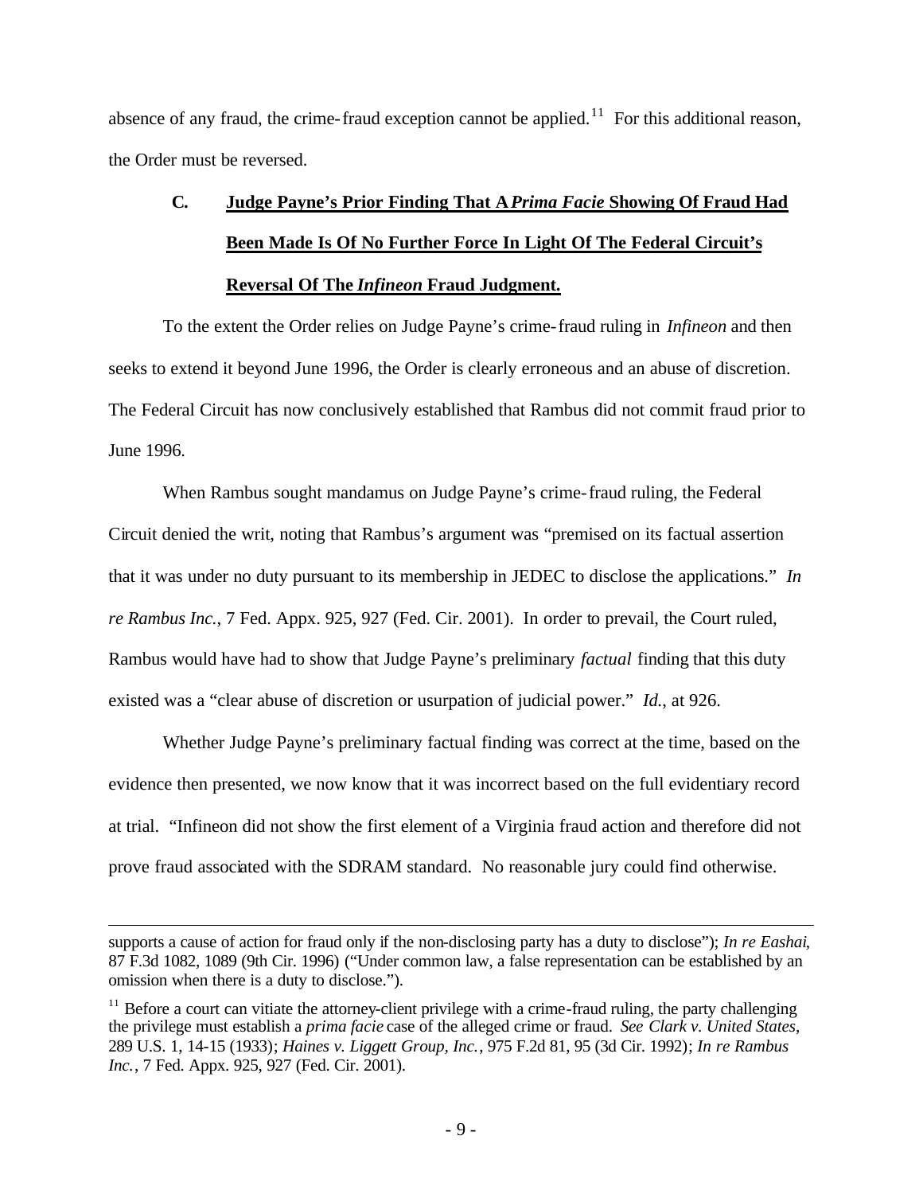absence of any fraud, the crime-fraud exception cannot be applied.[11] For this additional reason, the Order must be reversed.

### C. Judge Payne's Prior Finding That A *Prima Facie* Showing Of Fraud Had Been Made Is Of No Further Force In Light Of The Federal Circuit's Reversal Of The *Infineon* Fraud Judgment.

To the extent the Order relies on Judge Payne's crime-fraud ruling in *Infineon* and then seeks to extend it beyond June 1996, the Order is clearly erroneous and an abuse of discretion. The Federal Circuit has now conclusively established that Rambus did not commit fraud prior to June 1996.

When Rambus sought mandamus on Judge Payne's crime-fraud ruling, the Federal Circuit denied the writ, noting that Rambus's argument was "premised on its factual assertion that it was under no duty pursuant to its membership in JEDEC to disclose the applications." *In re Rambus Inc.*, 7 Fed. Appx. 925, 927 (Fed. Cir. 2001). In order to prevail, the Court ruled, Rambus would have had to show that Judge Payne's preliminary *factual* finding that this duty existed was a "clear abuse of discretion or usurpation of judicial power." *Id.*, at 926.

Whether Judge Payne's preliminary factual finding was correct at the time, based on the evidence then presented, we now know that it was incorrect based on the full evidentiary record at trial. "Infineon did not show the first element of a Virginia fraud action and therefore did not prove fraud associated with the SDRAM standard. No reasonable jury could find otherwise.

---

supports a cause of action for fraud only if the non-disclosing party has a duty to disclose"); *In re Eashai*, 87 F.3d 1082, 1089 (9th Cir. 1996) ("Under common law, a false representation can be established by an omission when there is a duty to disclose.").

[11] Before a court can vitiate the attorney-client privilege with a crime-fraud ruling, the party challenging the privilege must establish a *prima facie* case of the alleged crime or fraud. *See Clark v. United States*, 289 U.S. 1, 14-15 (1933); *Haines v. Liggett Group, Inc.*, 975 F.2d 81, 95 (3d Cir. 1992); *In re Rambus Inc.*, 7 Fed. Appx. 925, 927 (Fed. Cir. 2001).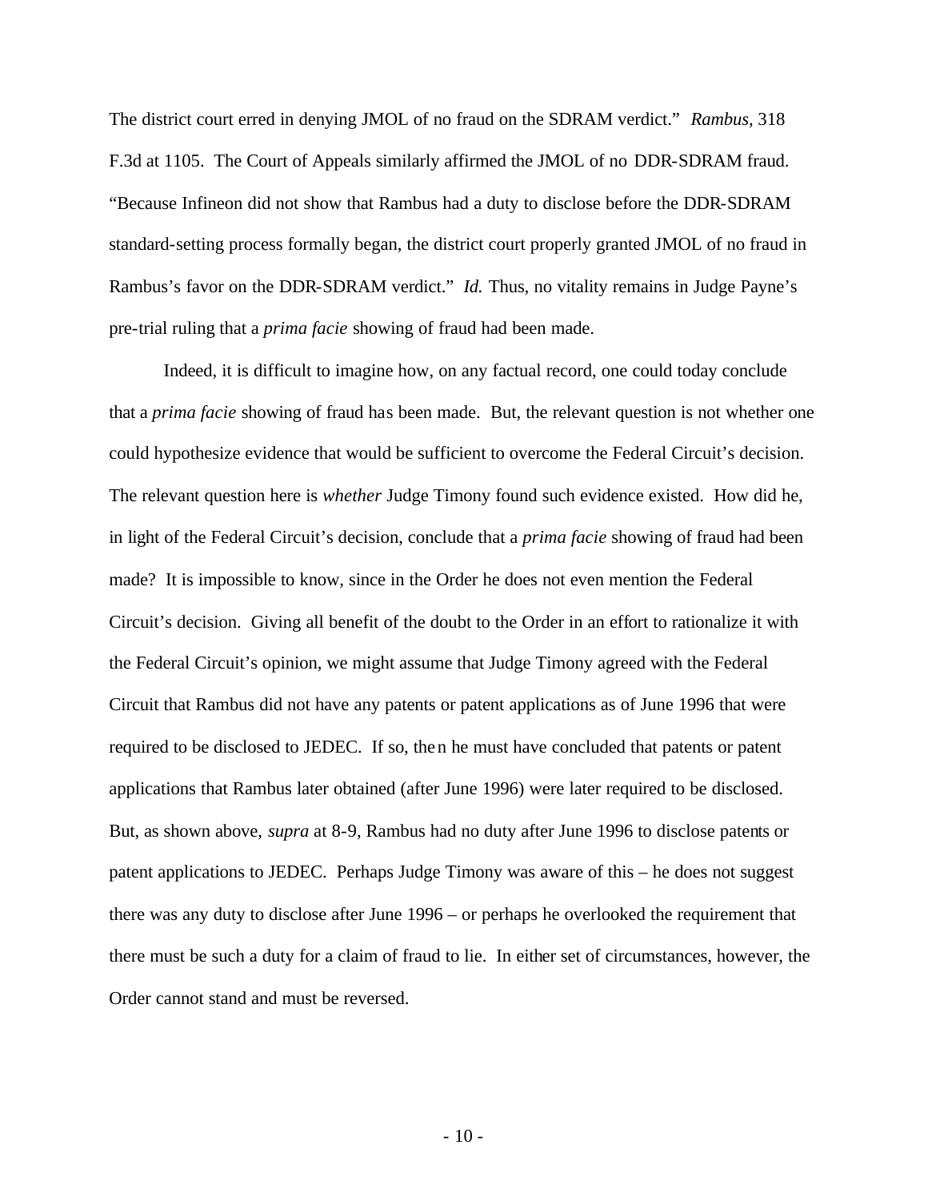The district court erred in denying JMOL of no fraud on the SDRAM verdict." *Rambus*, 318 F.3d at 1105. The Court of Appeals similarly affirmed the JMOL of no DDR-SDRAM fraud. "Because Infineon did not show that Rambus had a duty to disclose before the DDR-SDRAM standard-setting process formally began, the district court properly granted JMOL of no fraud in Rambus's favor on the DDR-SDRAM verdict." *Id.* Thus, no vitality remains in Judge Payne's pre-trial ruling that a *prima facie* showing of fraud had been made.

Indeed, it is difficult to imagine how, on any factual record, one could today conclude that a *prima facie* showing of fraud has been made. But, the relevant question is not whether one could hypothesize evidence that would be sufficient to overcome the Federal Circuit's decision. The relevant question here is *whether* Judge Timony found such evidence existed. How did he, in light of the Federal Circuit's decision, conclude that a *prima facie* showing of fraud had been made? It is impossible to know, since in the Order he does not even mention the Federal Circuit's decision. Giving all benefit of the doubt to the Order in an effort to rationalize it with the Federal Circuit's opinion, we might assume that Judge Timony agreed with the Federal Circuit that Rambus did not have any patents or patent applications as of June 1996 that were required to be disclosed to JEDEC. If so, then he must have concluded that patents or patent applications that Rambus later obtained (after June 1996) were later required to be disclosed. But, as shown above, *supra* at 8-9, Rambus had no duty after June 1996 to disclose patents or patent applications to JEDEC. Perhaps Judge Timony was aware of this – he does not suggest there was any duty to disclose after June 1996 – or perhaps he overlooked the requirement that there must be such a duty for a claim of fraud to lie. In either set of circumstances, however, the Order cannot stand and must be reversed.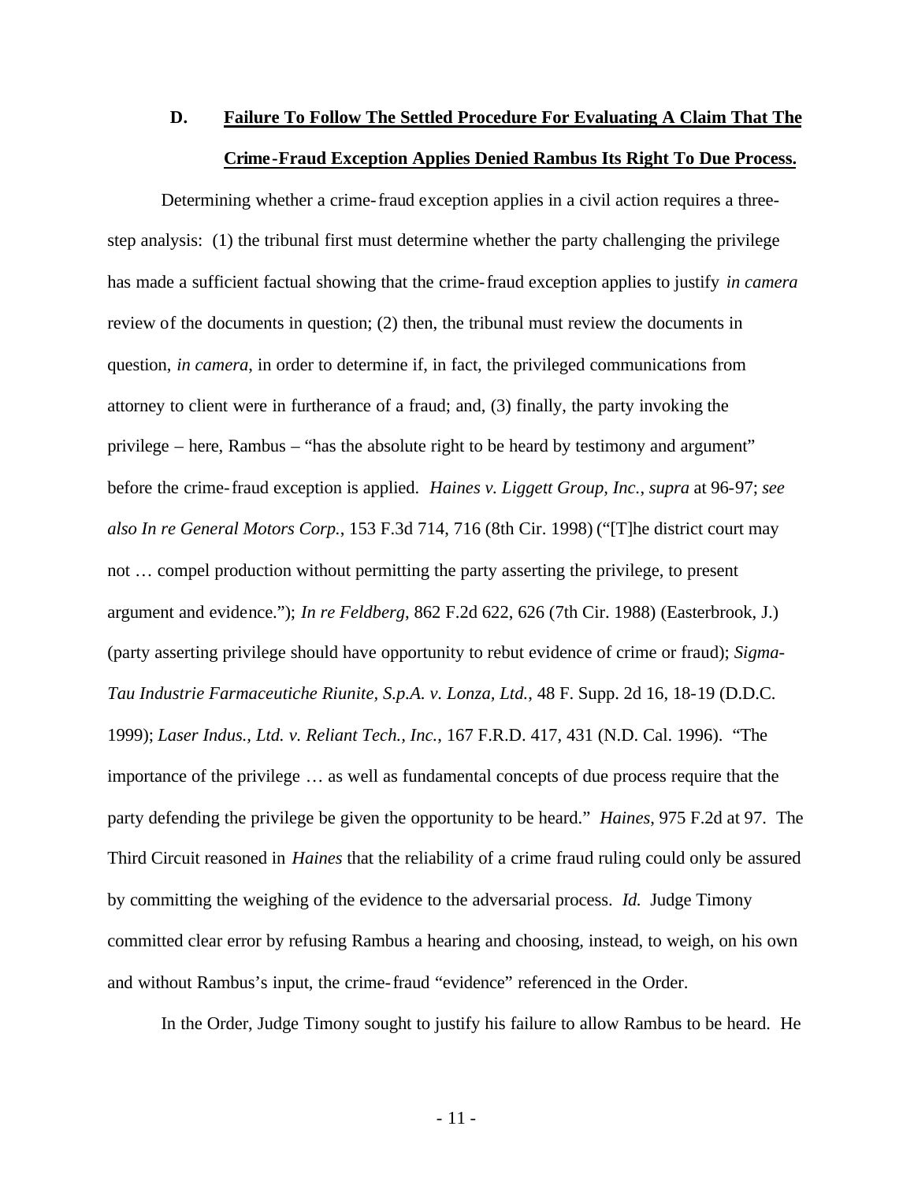### D. <u>**Failure To Follow The Settled Procedure For Evaluating A Claim That The Crime-Fraud Exception Applies Denied Rambus Its Right To Due Process.**</u>

Determining whether a crime-fraud exception applies in a civil action requires a three-step analysis: (1) the tribunal first must determine whether the party challenging the privilege has made a sufficient factual showing that the crime-fraud exception applies to justify *in camera* review of the documents in question; (2) then, the tribunal must review the documents in question, *in camera*, in order to determine if, in fact, the privileged communications from attorney to client were in furtherance of a fraud; and, (3) finally, the party invoking the privilege – here, Rambus – "has the absolute right to be heard by testimony and argument" before the crime-fraud exception is applied. *Haines v. Liggett Group, Inc.*, *supra* at 96-97; *see also In re General Motors Corp.*, 153 F.3d 714, 716 (8th Cir. 1998) ("[T]he district court may not … compel production without permitting the party asserting the privilege, to present argument and evidence."); *In re Feldberg*, 862 F.2d 622, 626 (7th Cir. 1988) (Easterbrook, J.) (party asserting privilege should have opportunity to rebut evidence of crime or fraud); *Sigma-Tau Industrie Farmaceutiche Riunite, S.p.A. v. Lonza, Ltd.*, 48 F. Supp. 2d 16, 18-19 (D.D.C. 1999); *Laser Indus., Ltd. v. Reliant Tech., Inc.*, 167 F.R.D. 417, 431 (N.D. Cal. 1996). "The importance of the privilege … as well as fundamental concepts of due process require that the party defending the privilege be given the opportunity to be heard." *Haines*, 975 F.2d at 97. The Third Circuit reasoned in *Haines* that the reliability of a crime fraud ruling could only be assured by committing the weighing of the evidence to the adversarial process. *Id.* Judge Timony committed clear error by refusing Rambus a hearing and choosing, instead, to weigh, on his own and without Rambus's input, the crime-fraud "evidence" referenced in the Order.

In the Order, Judge Timony sought to justify his failure to allow Rambus to be heard. He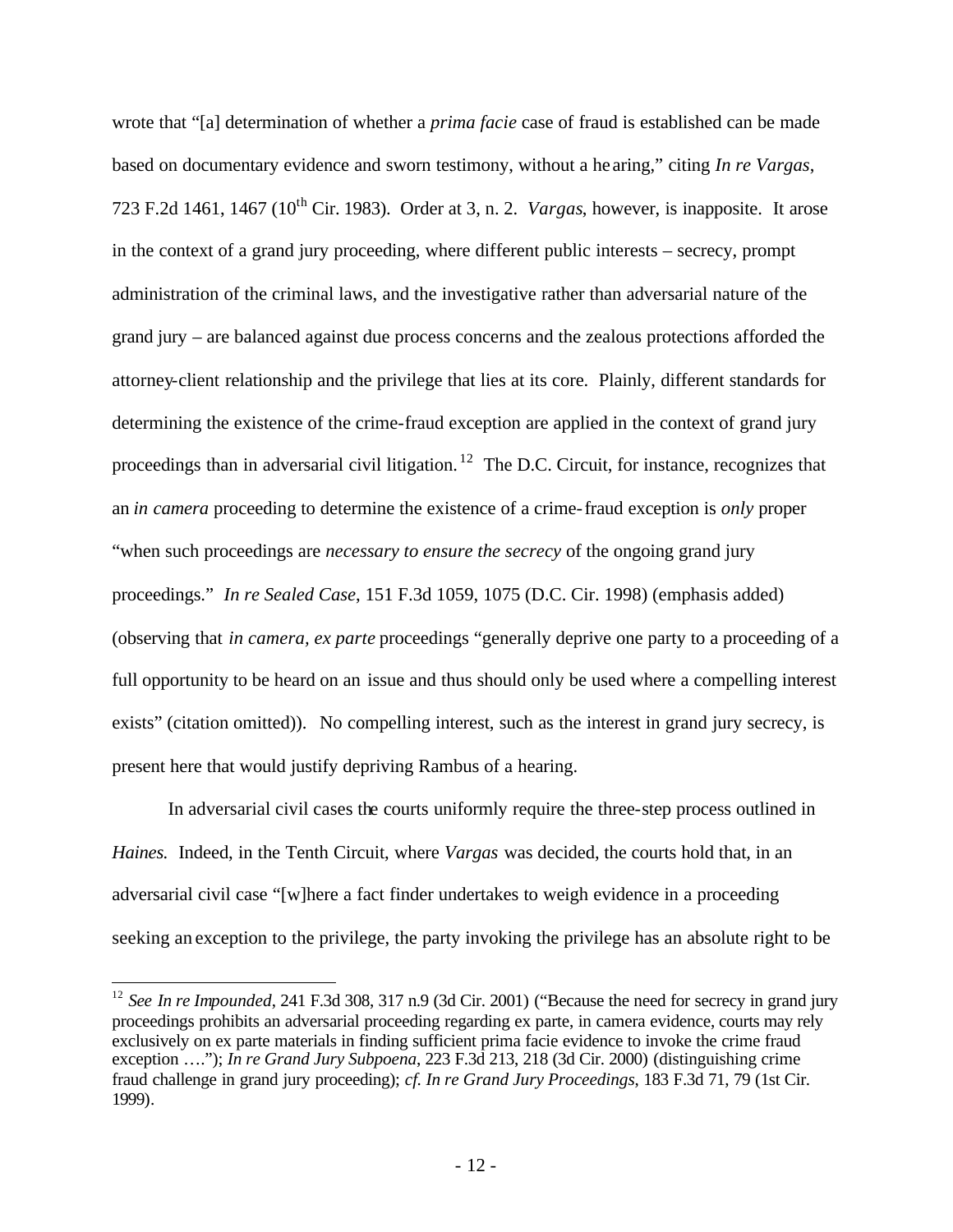wrote that "[a] determination of whether a *prima facie* case of fraud is established can be made based on documentary evidence and sworn testimony, without a hearing," citing *In re Vargas*, 723 F.2d 1461, 1467 (10th Cir. 1983). Order at 3, n. 2. *Vargas*, however, is inapposite. It arose in the context of a grand jury proceeding, where different public interests – secrecy, prompt administration of the criminal laws, and the investigative rather than adversarial nature of the grand jury – are balanced against due process concerns and the zealous protections afforded the attorney-client relationship and the privilege that lies at its core. Plainly, different standards for determining the existence of the crime-fraud exception are applied in the context of grand jury proceedings than in adversarial civil litigation.[12] The D.C. Circuit, for instance, recognizes that an *in camera* proceeding to determine the existence of a crime-fraud exception is *only* proper "when such proceedings are *necessary to ensure the secrecy* of the ongoing grand jury proceedings." *In re Sealed Case*, 151 F.3d 1059, 1075 (D.C. Cir. 1998) (emphasis added) (observing that *in camera, ex parte* proceedings "generally deprive one party to a proceeding of a full opportunity to be heard on an issue and thus should only be used where a compelling interest exists" (citation omitted)). No compelling interest, such as the interest in grand jury secrecy, is present here that would justify depriving Rambus of a hearing.

In adversarial civil cases the courts uniformly require the three-step process outlined in *Haines.* Indeed, in the Tenth Circuit, where *Vargas* was decided, the courts hold that, in an adversarial civil case "[w]here a fact finder undertakes to weigh evidence in a proceeding seeking an exception to the privilege, the party invoking the privilege has an absolute right to be

---

[12] *See In re Impounded*, 241 F.3d 308, 317 n.9 (3d Cir. 2001) ("Because the need for secrecy in grand jury proceedings prohibits an adversarial proceeding regarding ex parte, in camera evidence, courts may rely exclusively on ex parte materials in finding sufficient prima facie evidence to invoke the crime fraud exception …."); *In re Grand Jury Subpoena*, 223 F.3d 213, 218 (3d Cir. 2000) (distinguishing crime fraud challenge in grand jury proceeding); *cf. In re Grand Jury Proceedings*, 183 F.3d 71, 79 (1st Cir. 1999).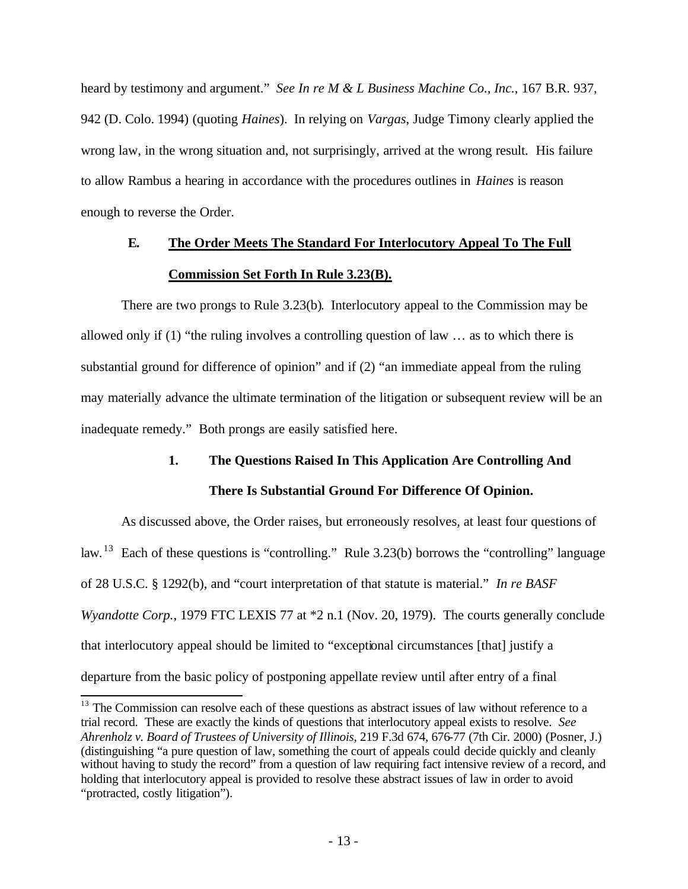heard by testimony and argument." *See In re M & L Business Machine Co., Inc.*, 167 B.R. 937, 942 (D. Colo. 1994) (quoting *Haines*). In relying on *Vargas*, Judge Timony clearly applied the wrong law, in the wrong situation and, not surprisingly, arrived at the wrong result. His failure to allow Rambus a hearing in accordance with the procedures outlines in *Haines* is reason enough to reverse the Order.

### E. The Order Meets The Standard For Interlocutory Appeal To The Full Commission Set Forth In Rule 3.23(B).

There are two prongs to Rule 3.23(b). Interlocutory appeal to the Commission may be allowed only if (1) "the ruling involves a controlling question of law … as to which there is substantial ground for difference of opinion" and if (2) "an immediate appeal from the ruling may materially advance the ultimate termination of the litigation or subsequent review will be an inadequate remedy." Both prongs are easily satisfied here.

#### 1. The Questions Raised In This Application Are Controlling And There Is Substantial Ground For Difference Of Opinion.

As discussed above, the Order raises, but erroneously resolves, at least four questions of law.[13] Each of these questions is "controlling." Rule 3.23(b) borrows the "controlling" language of 28 U.S.C. § 1292(b), and "court interpretation of that statute is material." *In re BASF Wyandotte Corp.*, 1979 FTC LEXIS 77 at *2 n.1 (Nov. 20, 1979). The courts generally conclude that interlocutory appeal should be limited to "exceptional circumstances [that] justify a departure from the basic policy of postponing appellate review until after entry of a final

---

[13] The Commission can resolve each of these questions as abstract issues of law without reference to a trial record. These are exactly the kinds of questions that interlocutory appeal exists to resolve. *See Ahrenholz v. Board of Trustees of University of Illinois*, 219 F.3d 674, 676-77 (7th Cir. 2000) (Posner, J.) (distinguishing "a pure question of law, something the court of appeals could decide quickly and cleanly without having to study the record" from a question of law requiring fact intensive review of a record, and holding that interlocutory appeal is provided to resolve these abstract issues of law in order to avoid "protracted, costly litigation").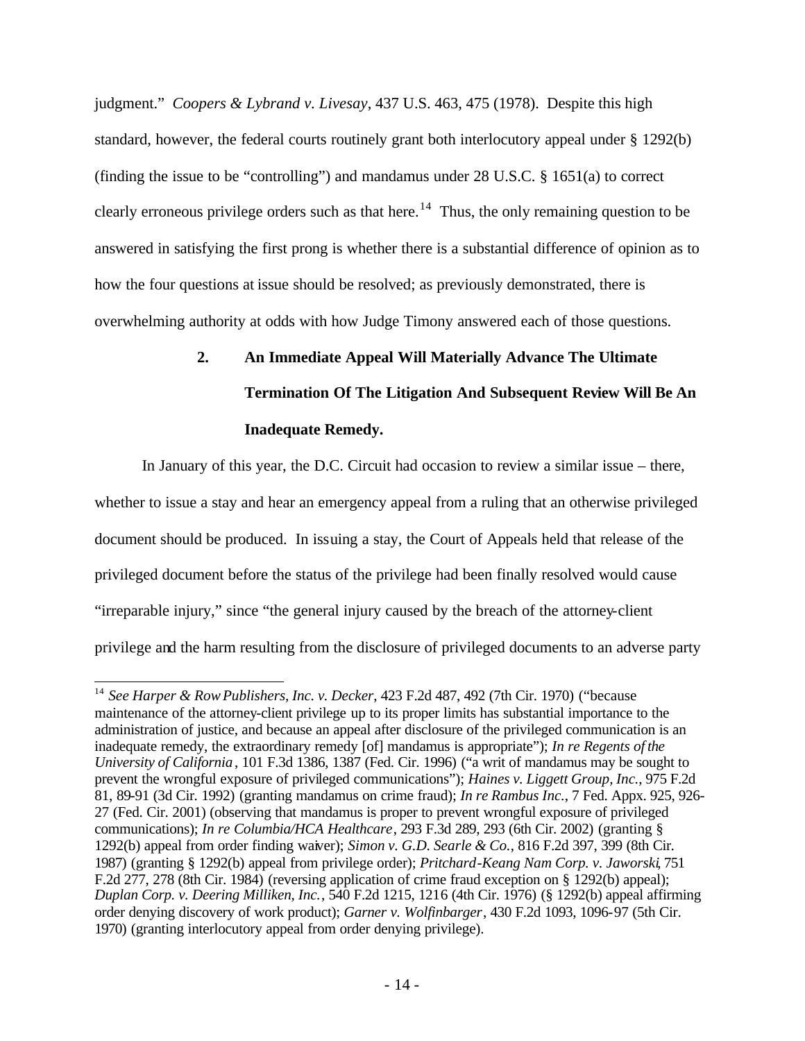judgment." *Coopers & Lybrand v. Livesay*, 437 U.S. 463, 475 (1978). Despite this high standard, however, the federal courts routinely grant both interlocutory appeal under § 1292(b) (finding the issue to be "controlling") and mandamus under 28 U.S.C. § 1651(a) to correct clearly erroneous privilege orders such as that here.[14] Thus, the only remaining question to be answered in satisfying the first prong is whether there is a substantial difference of opinion as to how the four questions at issue should be resolved; as previously demonstrated, there is overwhelming authority at odds with how Judge Timony answered each of those questions.

### 2. An Immediate Appeal Will Materially Advance The Ultimate Termination Of The Litigation And Subsequent Review Will Be An Inadequate Remedy.

In January of this year, the D.C. Circuit had occasion to review a similar issue – there, whether to issue a stay and hear an emergency appeal from a ruling that an otherwise privileged document should be produced. In issuing a stay, the Court of Appeals held that release of the privileged document before the status of the privilege had been finally resolved would cause "irreparable injury," since "the general injury caused by the breach of the attorney-client privilege and the harm resulting from the disclosure of privileged documents to an adverse party

---

[14] *See Harper & Row Publishers, Inc. v. Decker*, 423 F.2d 487, 492 (7th Cir. 1970) ("because maintenance of the attorney-client privilege up to its proper limits has substantial importance to the administration of justice, and because an appeal after disclosure of the privileged communication is an inadequate remedy, the extraordinary remedy [of] mandamus is appropriate"); *In re Regents of the University of California*, 101 F.3d 1386, 1387 (Fed. Cir. 1996) ("a writ of mandamus may be sought to prevent the wrongful exposure of privileged communications"); *Haines v. Liggett Group, Inc.*, 975 F.2d 81, 89-91 (3d Cir. 1992) (granting mandamus on crime fraud); *In re Rambus Inc.*, 7 Fed. Appx. 925, 926-27 (Fed. Cir. 2001) (observing that mandamus is proper to prevent wrongful exposure of privileged communications); *In re Columbia/HCA Healthcare*, 293 F.3d 289, 293 (6th Cir. 2002) (granting § 1292(b) appeal from order finding waiver); *Simon v. G.D. Searle & Co.*, 816 F.2d 397, 399 (8th Cir. 1987) (granting § 1292(b) appeal from privilege order); *Pritchard-Keang Nam Corp. v. Jaworski*, 751 F.2d 277, 278 (8th Cir. 1984) (reversing application of crime fraud exception on § 1292(b) appeal); *Duplan Corp. v. Deering Milliken, Inc.*, 540 F.2d 1215, 1216 (4th Cir. 1976) (§ 1292(b) appeal affirming order denying discovery of work product); *Garner v. Wolfinbarger*, 430 F.2d 1093, 1096-97 (5th Cir. 1970) (granting interlocutory appeal from order denying privilege).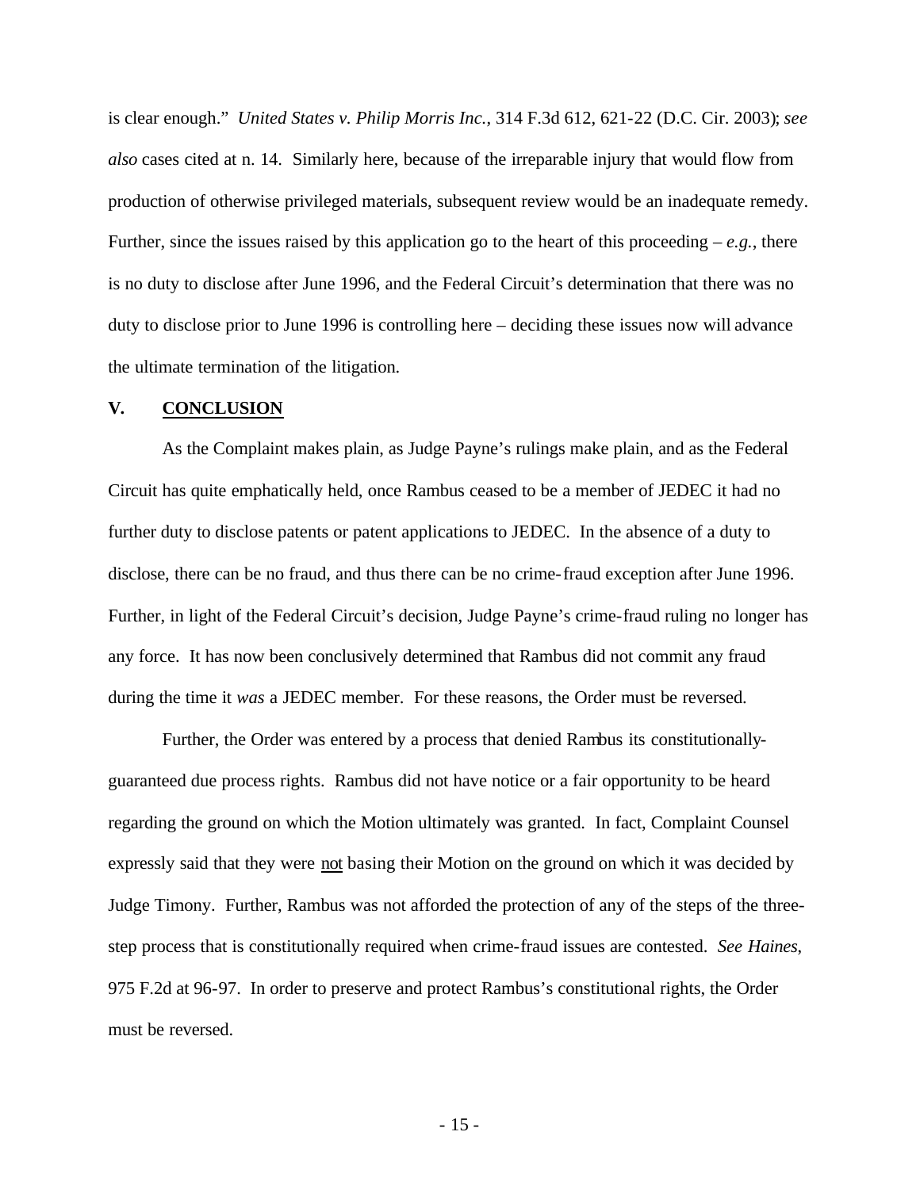is clear enough." *United States v. Philip Morris Inc.*, 314 F.3d 612, 621-22 (D.C. Cir. 2003); *see also* cases cited at n. 14. Similarly here, because of the irreparable injury that would flow from production of otherwise privileged materials, subsequent review would be an inadequate remedy. Further, since the issues raised by this application go to the heart of this proceeding – *e.g.*, there is no duty to disclose after June 1996, and the Federal Circuit's determination that there was no duty to disclose prior to June 1996 is controlling here – deciding these issues now will advance the ultimate termination of the litigation.

## V. CONCLUSION

As the Complaint makes plain, as Judge Payne's rulings make plain, and as the Federal Circuit has quite emphatically held, once Rambus ceased to be a member of JEDEC it had no further duty to disclose patents or patent applications to JEDEC. In the absence of a duty to disclose, there can be no fraud, and thus there can be no crime-fraud exception after June 1996. Further, in light of the Federal Circuit's decision, Judge Payne's crime-fraud ruling no longer has any force. It has now been conclusively determined that Rambus did not commit any fraud during the time it *was* a JEDEC member. For these reasons, the Order must be reversed.

Further, the Order was entered by a process that denied Rambus its constitutionally-guaranteed due process rights. Rambus did not have notice or a fair opportunity to be heard regarding the ground on which the Motion ultimately was granted. In fact, Complaint Counsel expressly said that they were <u>not</u> basing their Motion on the ground on which it was decided by Judge Timony. Further, Rambus was not afforded the protection of any of the steps of the three-step process that is constitutionally required when crime-fraud issues are contested. *See Haines*, 975 F.2d at 96-97. In order to preserve and protect Rambus's constitutional rights, the Order must be reversed.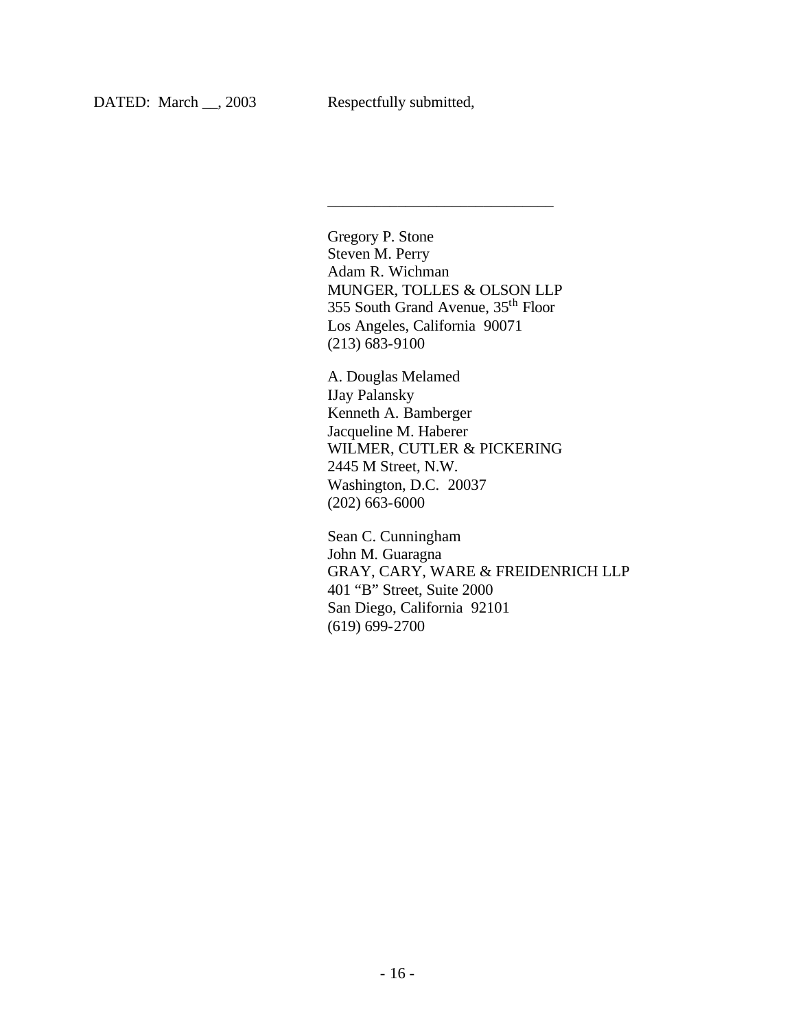DATED: March __, 2003 Respectfully submitted,

\_\_\_\_\_\_\_\_\_\_\_\_\_\_\_\_\_\_\_\_\_\_\_\_\_\_\_\_\_\_

Gregory P. Stone
Steven M. Perry
Adam R. Wichman
MUNGER, TOLLES & OLSON LLP
355 South Grand Avenue, 35th Floor
Los Angeles, California 90071
(213) 683-9100

A. Douglas Melamed
IJay Palansky
Kenneth A. Bamberger
Jacqueline M. Haberer
WILMER, CUTLER & PICKERING
2445 M Street, N.W.
Washington, D.C. 20037
(202) 663-6000

Sean C. Cunningham
John M. Guaragna
GRAY, CARY, WARE & FREIDENRICH LLP
401 "B" Street, Suite 2000
San Diego, California 92101
(619) 699-2700